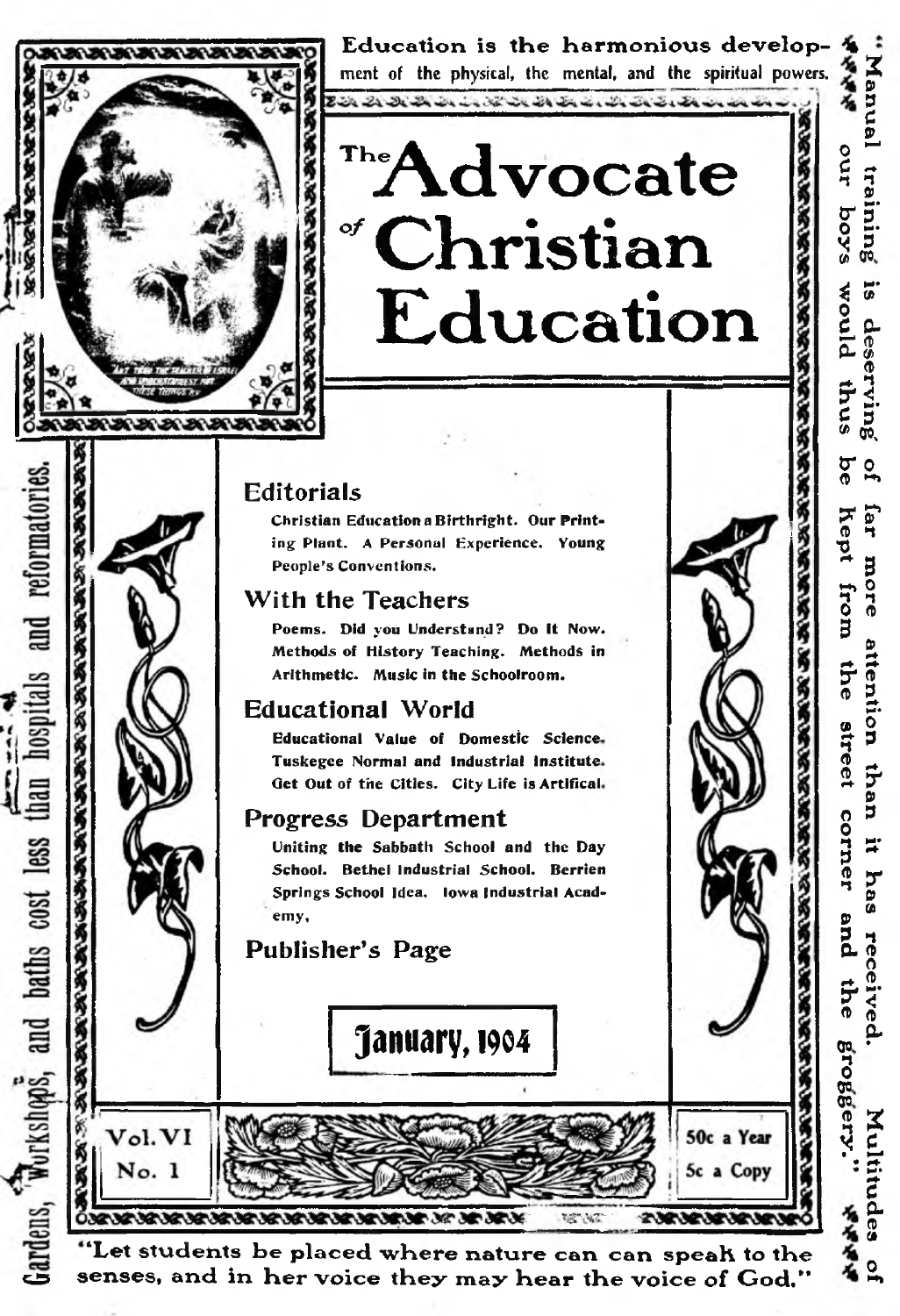Education is the harmonious development of the physical, the mental, and the spiritual powers.

# The Advocate of Christian Education

## Editorials

Christian Education a Birthright. Our Printing Plant. A Personal Experience. Young People's Conventions.

## With the Teachers

Poems. Did you Understand? Do It Now. Methods of History Teaching. Methods in Arithmetic. Music in the Schoolroom.

## Educational World

Educational Value of Domestic Science. Tuskegee Normal and Industrial Institute. Get Out of the Cities. City Life is Artifical.

## Progress Department

Uniting the Sabbath School and the Day School. Bethel Industrial School. Berrien Springs School Idea. Iowa Industrial Academy.

## Publisher's Page

**January, 1904**

Vol. VI
No. 1

50c a Year
5c a Copy

"Let students be placed where nature can can speak to the senses, and in her voice they may hear the voice of God."

Gardens, workshops, and baths cost less than hospitals and reformatories.

"Manual training is deserving of far more attention than it has received. Multitudes of our boys would thus be kept from the street corner and the groggery."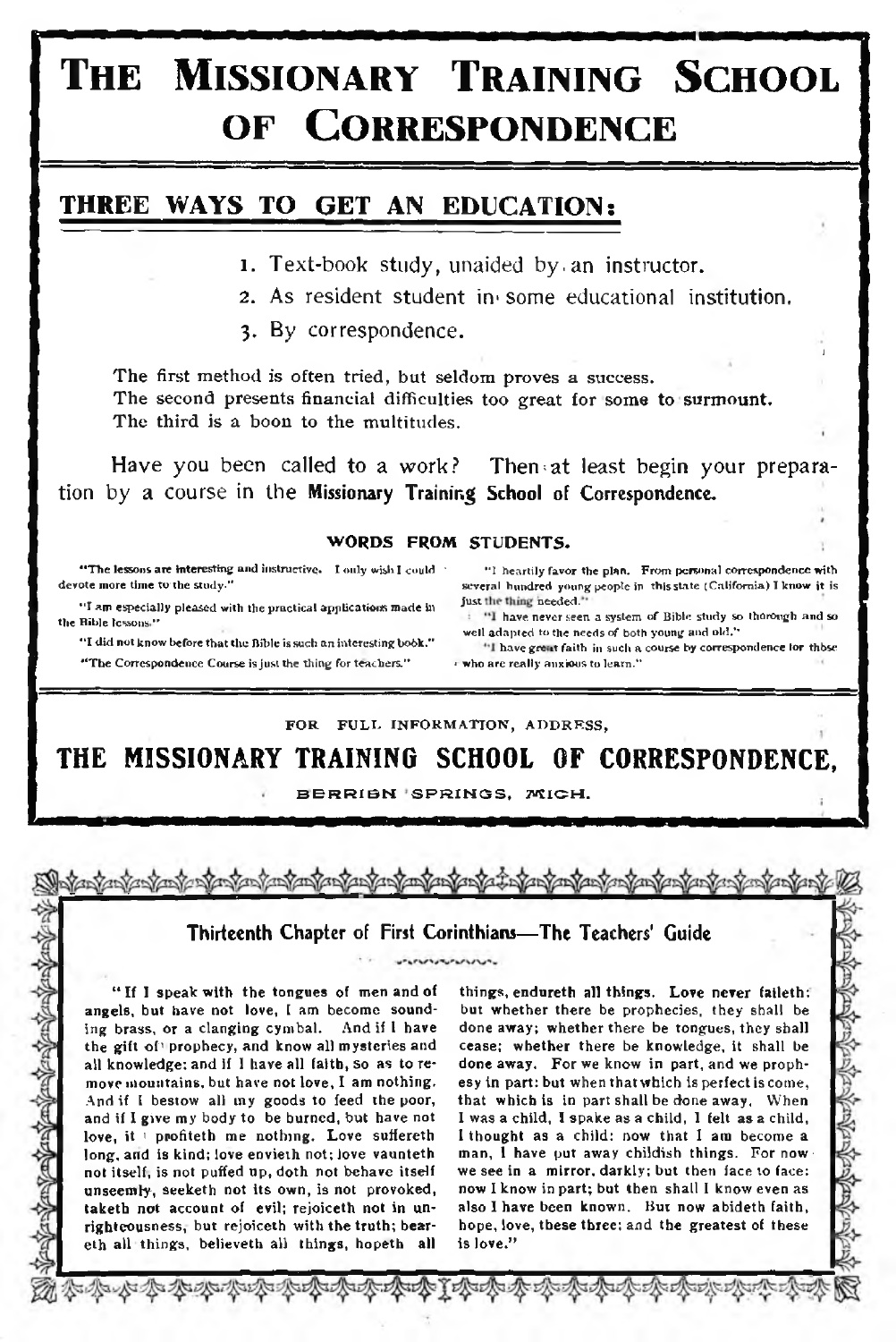# The Missionary Training School of Correspondence

## THREE WAYS TO GET AN EDUCATION:

1. Text-book study, unaided by an instructor.
2. As resident student in some educational institution.
3. By correspondence.

The first method is often tried, but seldom proves a success.
The second presents financial difficulties too great for some to surmount.
The third is a boon to the multitudes.

Have you been called to a work? Then at least begin your preparation by a course in the **Missionary Training School of Correspondence.**

### WORDS FROM STUDENTS.

"The lessons are interesting and instructive. I only wish I could devote more time to the study."

"I am especially pleased with the practical applications made in the Bible lessons."

"I did not know before that the Bible is such an interesting book."

"The Correspondence Course is just the thing for teachers."

"I heartily favor the plan. From personal correspondence with several hundred young people in this state (California) I know it is just the thing needed."

"I have never seen a system of Bible study so thorough and so well adapted to the needs of both young and old."

"I have great faith in such a course by correspondence for those who are really anxious to learn."

FOR FULL INFORMATION, ADDRESS,

## THE MISSIONARY TRAINING SCHOOL OF CORRESPONDENCE,

BERRIEN SPRINGS, MICH.

---

### Thirteenth Chapter of First Corinthians—The Teachers' Guide

"If I speak with the tongues of men and of angels, but have not love, I am become sounding brass, or a clanging cymbal. And if I have the gift of prophecy, and know all mysteries and all knowledge; and if I have all faith, so as to remove mountains, but have not love, I am nothing. And if I bestow all my goods to feed the poor, and if I give my body to be burned, but have not love, it profiteth me nothing. Love suffereth long, and is kind; love envieth not; love vaunteth not itself, is not puffed up, doth not behave itself unseemly, seeketh not its own, is not provoked, taketh not account of evil; rejoiceth not in unrighteousness, but rejoiceth with the truth; beareth all things, believeth all things, hopeth all things, endureth all things. Love never faileth: but whether there be prophecies, they shall be done away; whether there be tongues, they shall cease; whether there be knowledge, it shall be done away. For we know in part, and we prophesy in part: but when that which is perfect is come, that which is in part shall be done away. When I was a child, I spake as a child, I felt as a child, I thought as a child: now that I am become a man, I have put away childish things. For now we see in a mirror, darkly; but then face to face: now I know in part; but then shall I know even as also I have been known. But now abideth faith, hope, love, these three; and the greatest of these is love."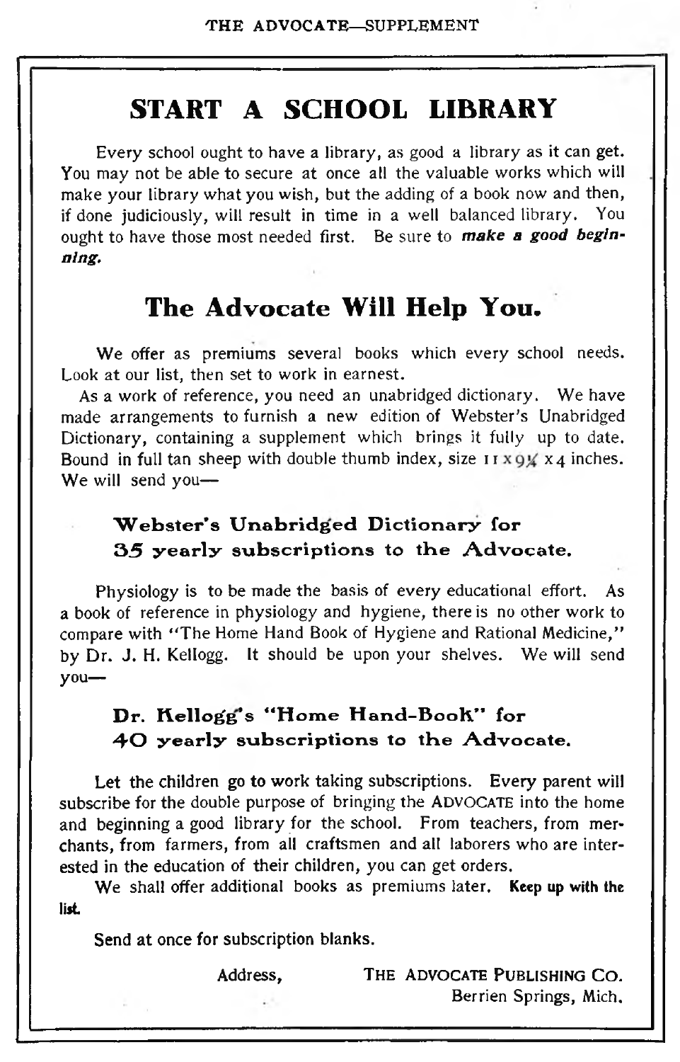# START A SCHOOL LIBRARY

Every school ought to have a library, as good a library as it can get. You may not be able to secure at once all the valuable works which will make your library what you wish, but the adding of a book now and then, if done judiciously, will result in time in a well balanced library. You ought to have those most needed first. Be sure to ***make a good beginning.***

## The Advocate Will Help You.

We offer as premiums several books which every school needs. Look at our list, then set to work in earnest.

As a work of reference, you need an unabridged dictionary. We have made arrangements to furnish a new edition of Webster's Unabridged Dictionary, containing a supplement which brings it fully up to date. Bound in full tan sheep with double thumb index, size 11 x 9¼ x 4 inches. We will send you—

**Webster's Unabridged Dictionary for 35 yearly subscriptions to the Advocate.**

Physiology is to be made the basis of every educational effort. As a book of reference in physiology and hygiene, there is no other work to compare with "The Home Hand Book of Hygiene and Rational Medicine," by Dr. J. H. Kellogg. It should be upon your shelves. We will send you—

**Dr. Kellogg's "Home Hand-Book" for 40 yearly subscriptions to the Advocate.**

Let the children go to work taking subscriptions. Every parent will subscribe for the double purpose of bringing the ADVOCATE into the home and beginning a good library for the school. From teachers, from merchants, from farmers, from all craftsmen and all laborers who are interested in the education of their children, you can get orders.

We shall offer additional books as premiums later. **Keep up with the list.**

Send at once for subscription blanks.

Address, THE ADVOCATE PUBLISHING CO.
Berrien Springs, Mich.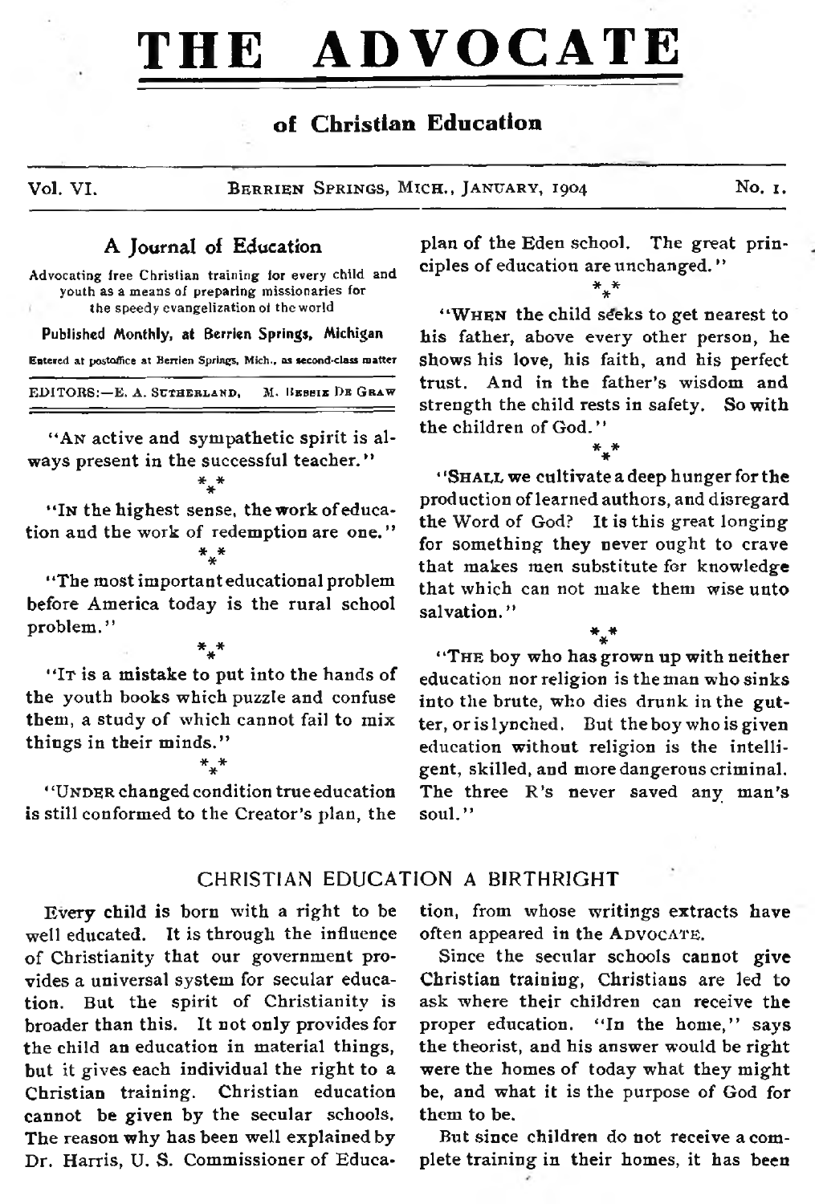# THE ADVOCATE

## of Christian Education

Vol. VI. BERRIEN SPRINGS, MICH., JANUARY, 1904 No. 1.

### A Journal of Education

Advocating free Christian training for every child and youth as a means of preparing missionaries for the speedy evangelization of the world

Published Monthly, at Berrien Springs, Michigan

Entered at postoffice at Berrien Springs, Mich., as second-class matter

EDITORS:—E. A. SUTHERLAND, M. BESSIE DE GRAW

"AN active and sympathetic spirit is always present in the successful teacher."

\*\*\*

"IN the highest sense, the work of education and the work of redemption are one."

\*\*\*

"The most important educational problem before America today is the rural school problem."

\*\*\*

"IT is a mistake to put into the hands of the youth books which puzzle and confuse them, a study of which cannot fail to mix things in their minds."

\*\*\*

"UNDER changed condition true education is still conformed to the Creator's plan, the plan of the Eden school. The great principles of education are unchanged."

\*\*\*

"WHEN the child seeks to get nearest to his father, above every other person, he shows his love, his faith, and his perfect trust. And in the father's wisdom and strength the child rests in safety. So with the children of God."

\*\*\*

"SHALL we cultivate a deep hunger for the production of learned authors, and disregard the Word of God? It is this great longing for something they never ought to crave that makes men substitute for knowledge that which can not make them wise unto salvation."

\*\*\*

"THE boy who has grown up with neither education nor religion is the man who sinks into the brute, who dies drunk in the gutter, or is lynched. But the boy who is given education without religion is the intelligent, skilled, and more dangerous criminal. The three R's never saved any man's soul."

## CHRISTIAN EDUCATION A BIRTHRIGHT

Every child is born with a right to be well educated. It is through the influence of Christianity that our government provides a universal system for secular education. But the spirit of Christianity is broader than this. It not only provides for the child an education in material things, but it gives each individual the right to a Christian training. Christian education cannot be given by the secular schools. The reason why has been well explained by Dr. Harris, U. S. Commissioner of Education, from whose writings extracts have often appeared in the ADVOCATE.

Since the secular schools cannot give Christian training, Christians are led to ask where their children can receive the proper education. "In the home," says the theorist, and his answer would be right were the homes of today what they might be, and what it is the purpose of God for them to be.

But since children do not receive a complete training in their homes, it has been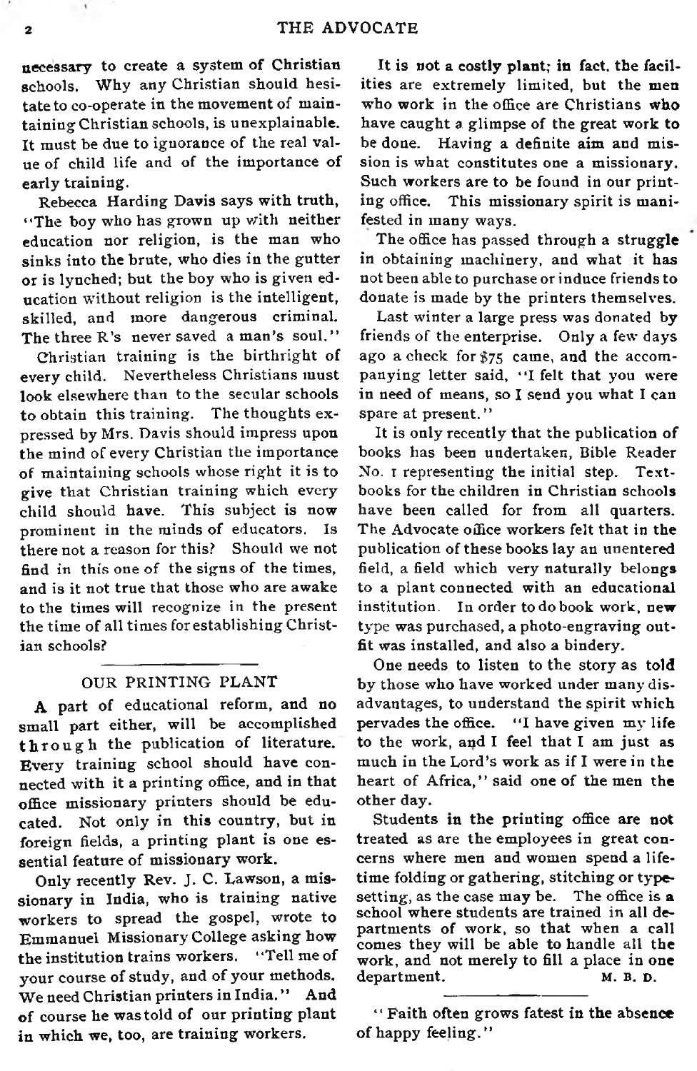necessary to create a system of Christian schools. Why any Christian should hesitate to co-operate in the movement of maintaining Christian schools, is unexplainable. It must be due to ignorance of the real value of child life and of the importance of early training.

Rebecca Harding Davis says with truth, "The boy who has grown up with neither education nor religion, is the man who sinks into the brute, who dies in the gutter or is lynched; but the boy who is given education without religion is the intelligent, skilled, and more dangerous criminal. The three R's never saved a man's soul."

Christian training is the birthright of every child. Nevertheless Christians must look elsewhere than to the secular schools to obtain this training. The thoughts expressed by Mrs. Davis should impress upon the mind of every Christian the importance of maintaining schools whose right it is to give that Christian training which every child should have. This subject is now prominent in the minds of educators. Is there not a reason for this? Should we not find in this one of the signs of the times, and is it not true that those who are awake to the times will recognize in the present the time of all times for establishing Christian schools?

## OUR PRINTING PLANT

A part of educational reform, and no small part either, will be accomplished through the publication of literature. Every training school should have connected with it a printing office, and in that office missionary printers should be educated. Not only in this country, but in foreign fields, a printing plant is one essential feature of missionary work.

Only recently Rev. J. C. Lawson, a missionary in India, who is training native workers to spread the gospel, wrote to Emmanuel Missionary College asking how the institution trains workers. "Tell me of your course of study, and of your methods. We need Christian printers in India." And of course he was told of our printing plant in which we, too, are training workers.

It is not a costly plant; in fact, the facilities are extremely limited, but the men who work in the office are Christians who have caught a glimpse of the great work to be done. Having a definite aim and mission is what constitutes one a missionary. Such workers are to be found in our printing office. This missionary spirit is manifested in many ways.

The office has passed through a struggle in obtaining machinery, and what it has not been able to purchase or induce friends to donate is made by the printers themselves.

Last winter a large press was donated by friends of the enterprise. Only a few days ago a check for $75 came, and the accompanying letter said, "I felt that you were in need of means, so I send you what I can spare at present."

It is only recently that the publication of books has been undertaken, Bible Reader No. 1 representing the initial step. Textbooks for the children in Christian schools have been called for from all quarters. The Advocate office workers felt that in the publication of these books lay an unentered field, a field which very naturally belongs to a plant connected with an educational institution. In order to do book work, new type was purchased, a photo-engraving outfit was installed, and also a bindery.

One needs to listen to the story as told by those who have worked under many disadvantages, to understand the spirit which pervades the office. "I have given my life to the work, and I feel that I am just as much in the Lord's work as if I were in the heart of Africa," said one of the men the other day.

Students in the printing office are not treated as are the employees in great concerns where men and women spend a lifetime folding or gathering, stitching or typesetting, as the case may be. The office is a school where students are trained in all departments of work, so that when a call comes they will be able to handle all the work, and not merely to fill a place in one department.

M. B. D.

---

"Faith often grows fatest in the absence of happy feeling."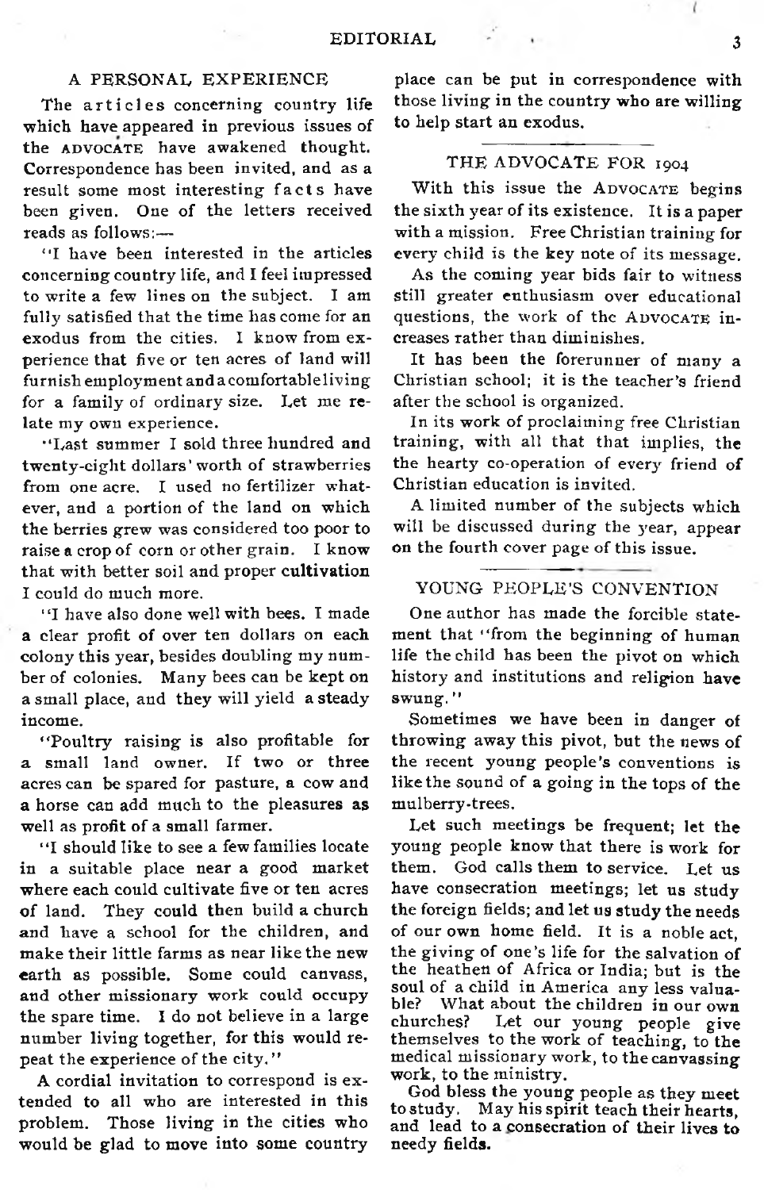## A PERSONAL EXPERIENCE

The articles concerning country life which have appeared in previous issues of the ADVOCATE have awakened thought. Correspondence has been invited, and as a result some most interesting facts have been given. One of the letters received reads as follows:—

"I have been interested in the articles concerning country life, and I feel impressed to write a few lines on the subject. I am fully satisfied that the time has come for an exodus from the cities. I know from experience that five or ten acres of land will furnish employment and a comfortable living for a family of ordinary size. Let me relate my own experience.

"Last summer I sold three hundred and twenty-eight dollars' worth of strawberries from one acre. I used no fertilizer whatever, and a portion of the land on which the berries grew was considered too poor to raise a crop of corn or other grain. I know that with better soil and proper cultivation I could do much more.

"I have also done well with bees. I made a clear profit of over ten dollars on each colony this year, besides doubling my number of colonies. Many bees can be kept on a small place, and they will yield a steady income.

"Poultry raising is also profitable for a small land owner. If two or three acres can be spared for pasture, a cow and a horse can add much to the pleasures as well as profit of a small farmer.

"I should like to see a few families locate in a suitable place near a good market where each could cultivate five or ten acres of land. They could then build a church and have a school for the children, and make their little farms as near like the new earth as possible. Some could canvass, and other missionary work could occupy the spare time. I do not believe in a large number living together, for this would repeat the experience of the city."

A cordial invitation to correspond is extended to all who are interested in this problem. Those living in the cities who would be glad to move into some country place can be put in correspondence with those living in the country who are willing to help start an exodus.

## THE ADVOCATE FOR 1904

With this issue the ADVOCATE begins the sixth year of its existence. It is a paper with a mission. Free Christian training for every child is the key note of its message.

As the coming year bids fair to witness still greater enthusiasm over educational questions, the work of the ADVOCATE increases rather than diminishes.

It has been the forerunner of many a Christian school; it is the teacher's friend after the school is organized.

In its work of proclaiming free Christian training, with all that that implies, the the hearty co-operation of every friend of Christian education is invited.

A limited number of the subjects which will be discussed during the year, appear on the fourth cover page of this issue.

## YOUNG PEOPLE'S CONVENTION

One author has made the forcible statement that "from the beginning of human life the child has been the pivot on which history and institutions and religion have swung."

Sometimes we have been in danger of throwing away this pivot, but the news of the recent young people's conventions is like the sound of a going in the tops of the mulberry-trees.

Let such meetings be frequent; let the young people know that there is work for them. God calls them to service. Let us have consecration meetings; let us study the foreign fields; and let us study the needs of our own home field. It is a noble act, the giving of one's life for the salvation of the heathen of Africa or India; but is the soul of a child in America any less valuable? What about the children in our own churches? Let our young people give themselves to the work of teaching, to the medical missionary work, to the canvassing work, to the ministry.

God bless the young people as they meet to study. May his spirit teach their hearts, and lead to a consecration of their lives to needy fields.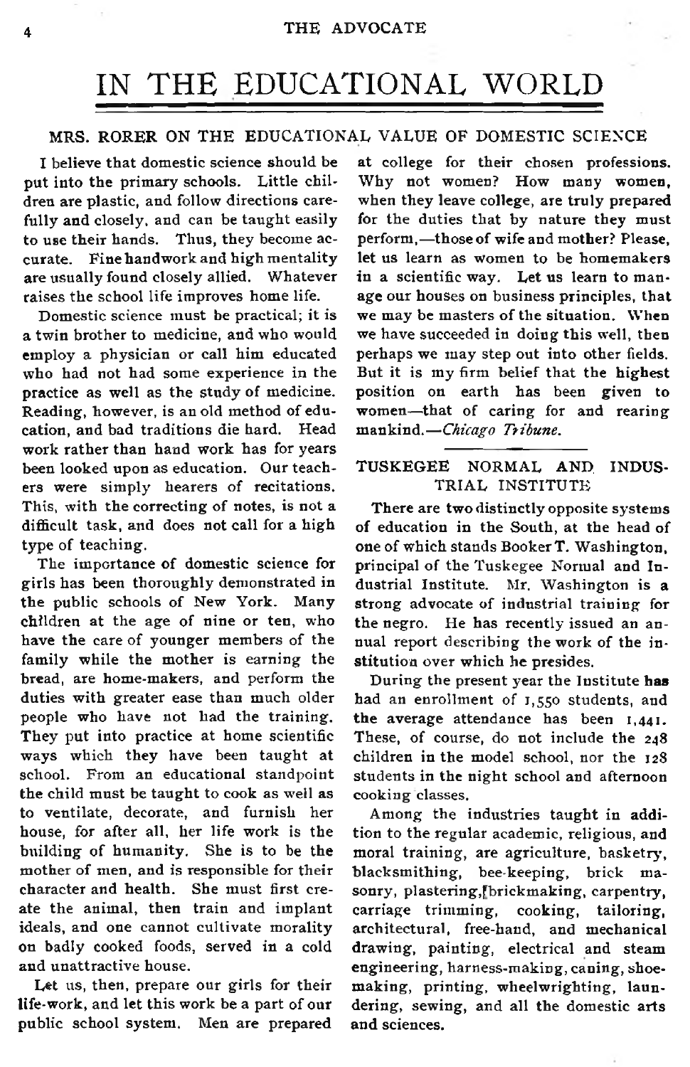# IN THE EDUCATIONAL WORLD

## MRS. RORER ON THE EDUCATIONAL VALUE OF DOMESTIC SCIENCE

I believe that domestic science should be put into the primary schools. Little children are plastic, and follow directions carefully and closely, and can be taught easily to use their hands. Thus, they become accurate. Fine handwork and high mentality are usually found closely allied. Whatever raises the school life improves home life.

Domestic science must be practical; it is a twin brother to medicine, and who would employ a physician or call him educated who had not had some experience in the practice as well as the study of medicine. Reading, however, is an old method of education, and bad traditions die hard. Head work rather than hand work has for years been looked upon as education. Our teachers were simply hearers of recitations. This, with the correcting of notes, is not a difficult task, and does not call for a high type of teaching.

The importance of domestic science for girls has been thoroughly demonstrated in the public schools of New York. Many children at the age of nine or ten, who have the care of younger members of the family while the mother is earning the bread, are home-makers, and perform the duties with greater ease than much older people who have not had the training. They put into practice at home scientific ways which they have been taught at school. From an educational standpoint the child must be taught to cook as well as to ventilate, decorate, and furnish her house, for after all, her life work is the building of humanity. She is to be the mother of men, and is responsible for their character and health. She must first create the animal, then train and implant ideals, and one cannot cultivate morality on badly cooked foods, served in a cold and unattractive house.

Let us, then, prepare our girls for their life-work, and let this work be a part of our public school system. Men are prepared at college for their chosen professions. Why not women? How many women, when they leave college, are truly prepared for the duties that by nature they must perform,—those of wife and mother? Please, let us learn as women to be homemakers in a scientific way. Let us learn to manage our houses on business principles, that we may be masters of the situation. When we have succeeded in doing this well, then perhaps we may step out into other fields. But it is my firm belief that the highest position on earth has been given to women—that of caring for and rearing mankind.—*Chicago Tribune.*

## TUSKEGEE NORMAL AND INDUSTRIAL INSTITUTE

There are two distinctly opposite systems of education in the South, at the head of one of which stands Booker T. Washington, principal of the Tuskegee Normal and Industrial Institute. Mr. Washington is a strong advocate of industrial training for the negro. He has recently issued an annual report describing the work of the institution over which he presides.

During the present year the Institute has had an enrollment of 1,550 students, and the average attendance has been 1,441. These, of course, do not include the 248 children in the model school, nor the 128 students in the night school and afternoon cooking classes.

Among the industries taught in addition to the regular academic, religious, and moral training, are agriculture, basketry, blacksmithing, bee-keeping, brick masonry, plastering, brickmaking, carpentry, carriage trimming, cooking, tailoring, architectural, free-hand, and mechanical drawing, painting, electrical and steam engineering, harness-making, caning, shoemaking, printing, wheelwrighting, laundering, sewing, and all the domestic arts and sciences.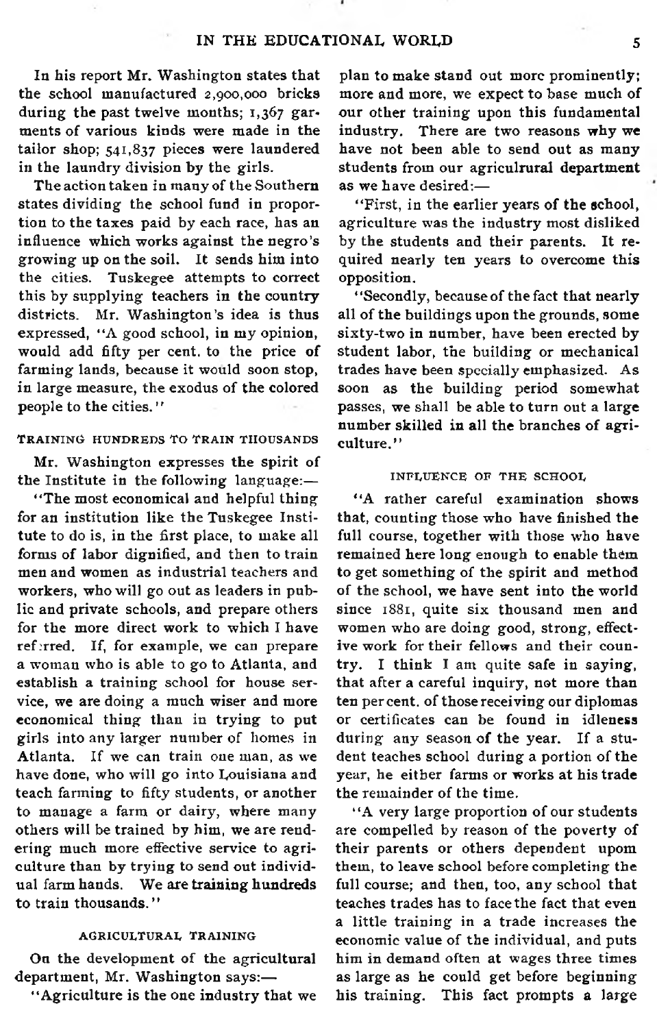In his report Mr. Washington states that the school manufactured 2,900,000 bricks during the past twelve months; 1,367 garments of various kinds were made in the tailor shop; 541,837 pieces were laundered in the laundry division by the girls.

The action taken in many of the Southern states dividing the school fund in proportion to the taxes paid by each race, has an influence which works against the negro's growing up on the soil. It sends him into the cities. Tuskegee attempts to correct this by supplying teachers in the country districts. Mr. Washington's idea is thus expressed, "A good school, in my opinion, would add fifty per cent. to the price of farming lands, because it would soon stop, in large measure, the exodus of the colored people to the cities."

### TRAINING HUNDREDS TO TRAIN THOUSANDS

Mr. Washington expresses the spirit of the Institute in the following language:—

"The most economical and helpful thing for an institution like the Tuskegee Institute to do is, in the first place, to make all forms of labor dignified, and then to train men and women as industrial teachers and workers, who will go out as leaders in public and private schools, and prepare others for the more direct work to which I have referred. If, for example, we can prepare a woman who is able to go to Atlanta, and establish a training school for house service, we are doing a much wiser and more economical thing than in trying to put girls into any larger number of homes in Atlanta. If we can train one man, as we have done, who will go into Louisiana and teach farming to fifty students, or another to manage a farm or dairy, where many others will be trained by him, we are rendering much more effective service to agriculture than by trying to send out individual farm hands. We are training hundreds to train thousands."

### AGRICULTURAL TRAINING

On the development of the agricultural department, Mr. Washington says:—

"Agriculture is the one industry that we plan to make stand out more prominently; more and more, we expect to base much of our other training upon this fundamental industry. There are two reasons why we have not been able to send out as many students from our agriculrural department as we have desired:—

"First, in the earlier years of the school, agriculture was the industry most disliked by the students and their parents. It required nearly ten years to overcome this opposition.

"Secondly, because of the fact that nearly all of the buildings upon the grounds, some sixty-two in number, have been erected by student labor, the building or mechanical trades have been specially emphasized. As soon as the building period somewhat passes, we shall be able to turn out a large number skilled in all the branches of agriculture."

### INFLUENCE OF THE SCHOOL

"A rather careful examination shows that, counting those who have finished the full course, together with those who have remained here long enough to enable them to get something of the spirit and method of the school, we have sent into the world since 1881, quite six thousand men and women who are doing good, strong, effective work for their fellows and their country. I think I am quite safe in saying, that after a careful inquiry, not more than ten per cent. of those receiving our diplomas or certificates can be found in idleness during any season of the year. If a student teaches school during a portion of the year, he either farms or works at his trade the remainder of the time.

"A very large proportion of our students are compelled by reason of the poverty of their parents or others dependent upom them, to leave school before completing the full course; and then, too, any school that teaches trades has to face the fact that even a little training in a trade increases the economic value of the individual, and puts him in demand often at wages three times as large as he could get before beginning his training. This fact prompts a large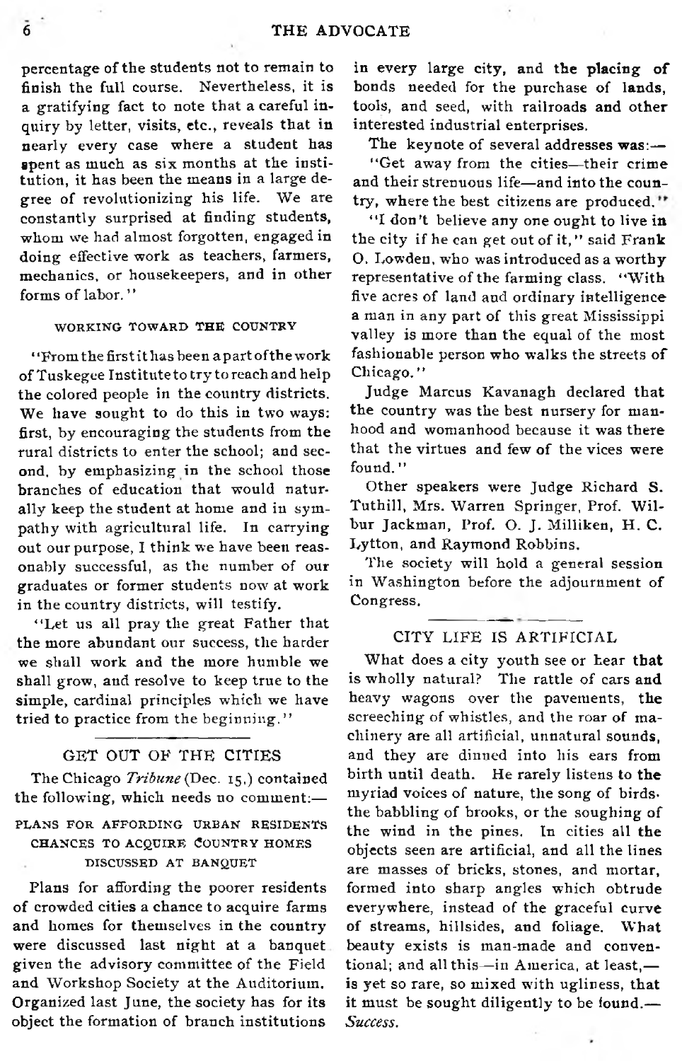percentage of the students not to remain to finish the full course. Nevertheless, it is a gratifying fact to note that a careful inquiry by letter, visits, etc., reveals that in nearly every case where a student has spent as much as six months at the institution, it has been the means in a large degree of revolutionizing his life. We are constantly surprised at finding students, whom we had almost forgotten, engaged in doing effective work as teachers, farmers, mechanics, or housekeepers, and in other forms of labor."

#### WORKING TOWARD THE COUNTRY

"From the first it has been a part of the work of Tuskegee Institute to try to reach and help the colored people in the country districts. We have sought to do this in two ways: first, by encouraging the students from the rural districts to enter the school; and second, by emphasizing in the school those branches of education that would naturally keep the student at home and in sympathy with agricultural life. In carrying out our purpose, I think we have been reasonably successful, as the number of our graduates or former students now at work in the country districts, will testify.

"Let us all pray the great Father that the more abundant our success, the harder we shall work and the more humble we shall grow, and resolve to keep true to the simple, cardinal principles which we have tried to practice from the beginning."

## GET OUT OF THE CITIES

The Chicago *Tribune* (Dec. 15,) contained the following, which needs no comment:—

#### PLANS FOR AFFORDING URBAN RESIDENTS CHANCES TO ACQUIRE COUNTRY HOMES DISCUSSED AT BANQUET

Plans for affording the poorer residents of crowded cities a chance to acquire farms and homes for themselves in the country were discussed last night at a banquet given the advisory committee of the Field and Workshop Society at the Auditorium. Organized last June, the society has for its object the formation of branch institutions in every large city, and the placing of bonds needed for the purchase of lands, tools, and seed, with railroads and other interested industrial enterprises.

The keynote of several addresses was:—

"Get away from the cities—their crime and their strenuous life—and into the country, where the best citizens are produced."

"I don't believe any one ought to live in the city if he can get out of it," said Frank O. Lowden, who was introduced as a worthy representative of the farming class. "With five acres of land and ordinary intelligence a man in any part of this great Mississippi valley is more than the equal of the most fashionable person who walks the streets of Chicago."

Judge Marcus Kavanagh declared that the country was the best nursery for manhood and womanhood because it was there that the virtues and few of the vices were found."

Other speakers were Judge Richard S. Tuthill, Mrs. Warren Springer, Prof. Wilbur Jackman, Prof. O. J. Milliken, H. C. Lytton, and Raymond Robbins.

The society will hold a general session in Washington before the adjournment of Congress.

## CITY LIFE IS ARTIFICIAL

What does a city youth see or hear that is wholly natural? The rattle of cars and heavy wagons over the pavements, the screeching of whistles, and the roar of machinery are all artificial, unnatural sounds, and they are dinned into his ears from birth until death. He rarely listens to the myriad voices of nature, the song of birds, the babbling of brooks, or the soughing of the wind in the pines. In cities all the objects seen are artificial, and all the lines are masses of bricks, stones, and mortar, formed into sharp angles which obtrude everywhere, instead of the graceful curve of streams, hillsides, and foliage. What beauty exists is man-made and conventional; and all this—in America, at least,—is yet so rare, so mixed with ugliness, that it must be sought diligently to be found.—*Success.*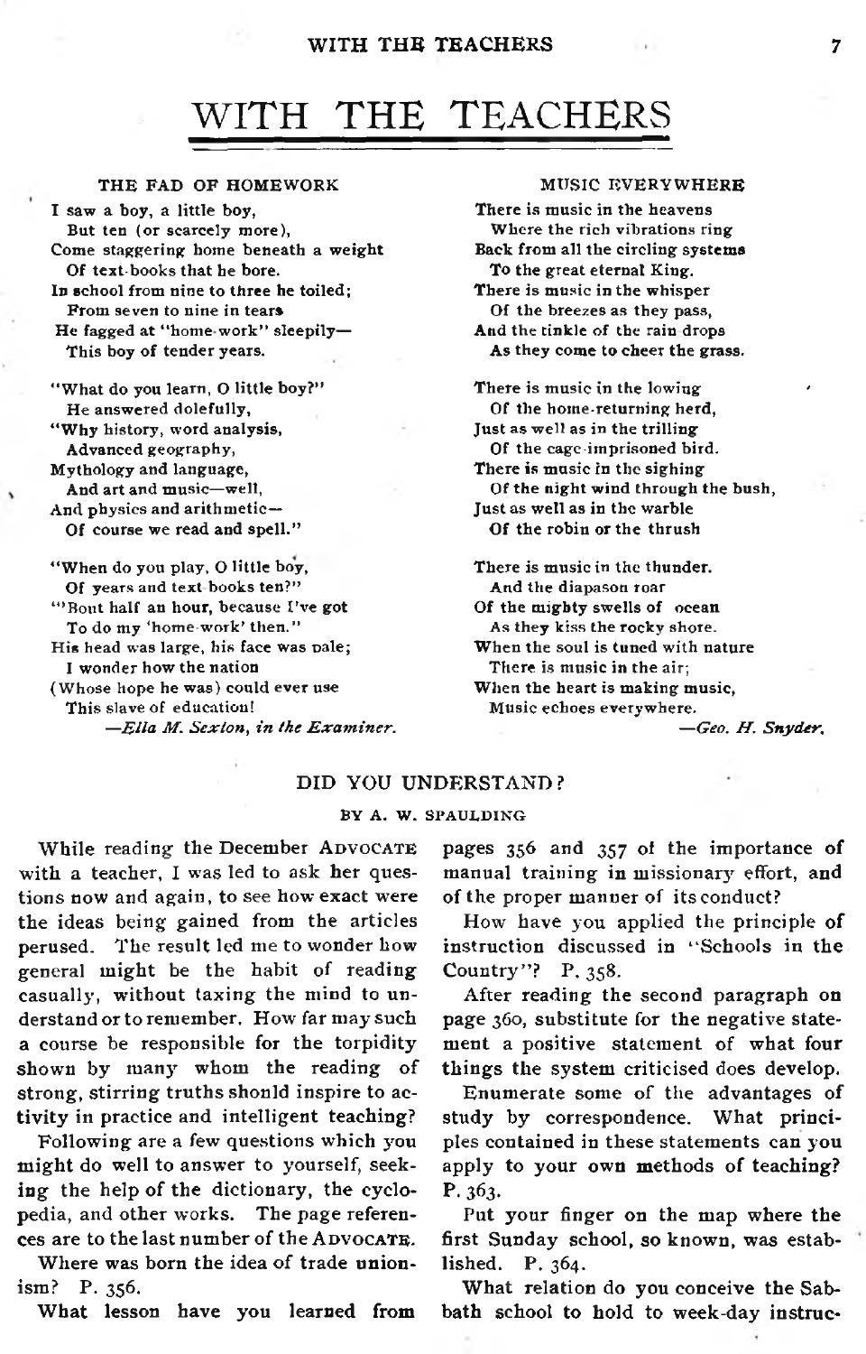# WITH THE TEACHERS

### THE FAD OF HOMEWORK

I saw a boy, a little boy,
 But ten (or scarcely more),
Come staggering home beneath a weight
 Of text-books that he bore.
In school from nine to three he toiled;
 From seven to nine in tears
He fagged at "home-work" sleepily—
 This boy of tender years.

"What do you learn, O little boy?"
 He answered dolefully,
"Why history, word analysis,
 Advanced geography,
Mythology and language,
 And art and music—well,
And physics and arithmetic—
 Of course we read and spell."

"When do you play, O little boy,
 Of years and text-books ten?"
"'Bout half an hour, because I've got
 To do my 'home-work' then."
His head was large, his face was pale;
 I wonder how the nation
(Whose hope he was) could ever use
 This slave of education!

*—Ella M. Sexton, in the Examiner.*

### MUSIC EVERYWHERE

There is music in the heavens
 Where the rich vibrations ring
Back from all the circling systems
 To the great eternal King.
There is music in the whisper
 Of the breezes as they pass,
And the tinkle of the rain drops
 As they come to cheer the grass.

There is music in the lowing
 Of the home-returning herd,
Just as well as in the trilling
 Of the cage-imprisoned bird.
There is music in the sighing
 Of the night wind through the bush,
Just as well as in the warble
 Of the robin or the thrush

There is music in the thunder.
 And the diapason roar
Of the mighty swells of ocean
 As they kiss the rocky shore.
When the soul is tuned with nature
 There is music in the air;
When the heart is making music,
 Music echoes everywhere.

*—Geo. H. Snyder.*

### DID YOU UNDERSTAND?

BY A. W. SPAULDING

While reading the December ADVOCATE with a teacher, I was led to ask her questions now and again, to see how exact were the ideas being gained from the articles perused. The result led me to wonder how general might be the habit of reading casually, without taxing the mind to understand or to remember. How far may such a course be responsible for the torpidity shown by many whom the reading of strong, stirring truths should inspire to activity in practice and intelligent teaching?

Following are a few questions which you might do well to answer to yourself, seeking the help of the dictionary, the cyclopedia, and other works. The page references are to the last number of the ADVOCATE.

Where was born the idea of trade unionism? P. 356.

What lesson have you learned from pages 356 and 357 of the importance of manual training in missionary effort, and of the proper manner of its conduct?

How have you applied the principle of instruction discussed in "Schools in the Country"? P. 358.

After reading the second paragraph on page 360, substitute for the negative statement a positive statement of what four things the system criticised does develop.

Enumerate some of the advantages of study by correspondence. What principles contained in these statements can you apply to your own methods of teaching? P. 363.

Put your finger on the map where the first Sunday school, so known, was established. P. 364.

What relation do you conceive the Sabbath school to hold to week-day instruc-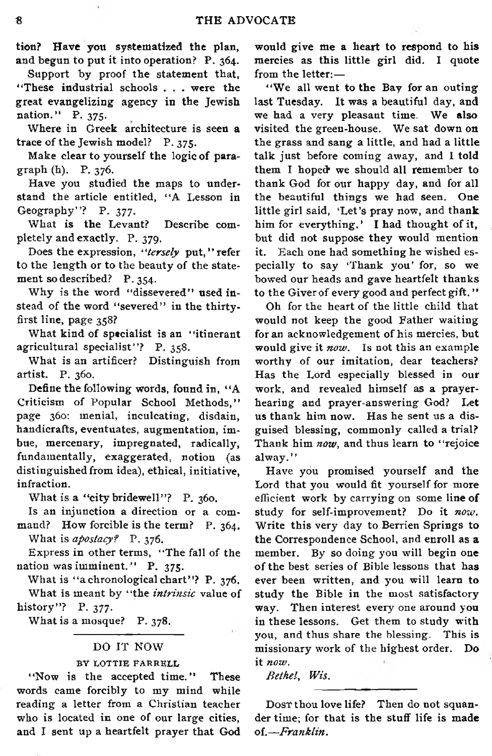tion? Have you systematized the plan, and begun to put it into operation? P. 364.

Support by proof the statement that, "These industrial schools . . . were the great evangelizing agency in the Jewish nation." P. 375.

Where in Greek architecture is seen a trace of the Jewish model? P. 375.

Make clear to yourself the logic of paragraph (h). P. 376.

Have you studied the maps to understand the article entitled, "A Lesson in Geography"? P. 377.

What is the Levant? Describe completely and exactly. P. 379.

Does the expression, "*tersely* put," refer to the length or to the beauty of the statement so described? P. 354.

Why is the word "dissevered" used instead of the word "severed" in the thirty-first line, page 358?

What kind of specialist is an "itinerant agricultural specialist"? P. 358.

What is an artificer? Distinguish from artist. P. 360.

Define the following words, found in, "A Criticism of Popular School Methods," page 360: menial, inculcating, disdain, handicrafts, eventuates, augmentation, imbue, mercenary, impregnated, radically, fundamentally, exaggerated, notion (as distinguished from idea), ethical, initiative, infraction.

What is a "city bridewell"? P. 360.

Is an injunction a direction or a command? How forcible is the term? P. 364.

What is *apostacy?* P. 376.

Express in other terms, "The fall of the nation was imminent." P. 375.

What is "a chronological chart"? P. 376.

What is meant by "the *intrinsic* value of history"? P. 377.

What is a mosque? P. 378.

---

## DO IT NOW

### BY LOTTIE FARRELL

"Now is the accepted time." These words came forcibly to my mind while reading a letter from a Christian teacher who is located in one of our large cities, and I sent up a heartfelt prayer that God would give me a heart to respond to his mercies as this little girl did. I quote from the letter:—

"We all went to the Bay for an outing last Tuesday. It was a beautiful day, and we had a very pleasant time. We also visited the green-house. We sat down on the grass and sang a little, and had a little talk just before coming away, and I told them I hoped we should all remember to thank God for our happy day, and for all the beautiful things we had seen. One little girl said, 'Let's pray now, and thank him for everything.' I had thought of it, but did not suppose they would mention it. Each one had something he wished especially to say 'Thank you' for, so we bowed our heads and gave heartfelt thanks to the Giver of every good and perfect gift."

Oh for the heart of the little child that would not keep the good Father waiting for an acknowledgement of his mercies, but would give it *now*. Is not this an example worthy of our imitation, dear teachers? Has the Lord especially blessed in our work, and revealed himself as a prayer-hearing and prayer-answering God? Let us thank him now. Has he sent us a disguised blessing, commonly called a trial? Thank him *now*, and thus learn to "rejoice alway."

Have you promised yourself and the Lord that you would fit yourself for more efficient work by carrying on some line of study for self-improvement? Do it *now*. Write this very day to Berrien Springs to the Correspondence School, and enroll as a member. By so doing you will begin one of the best series of Bible lessons that has ever been written, and you will learn to study the Bible in the most satisfactory way. Then interest every one around you in these lessons. Get them to study with you, and thus share the blessing. This is missionary work of the highest order. Do it *now*.

*Bethel, Wis.*

---

Dost thou love life? Then do not squander time; for that is the stuff life is made of.—*Franklin.*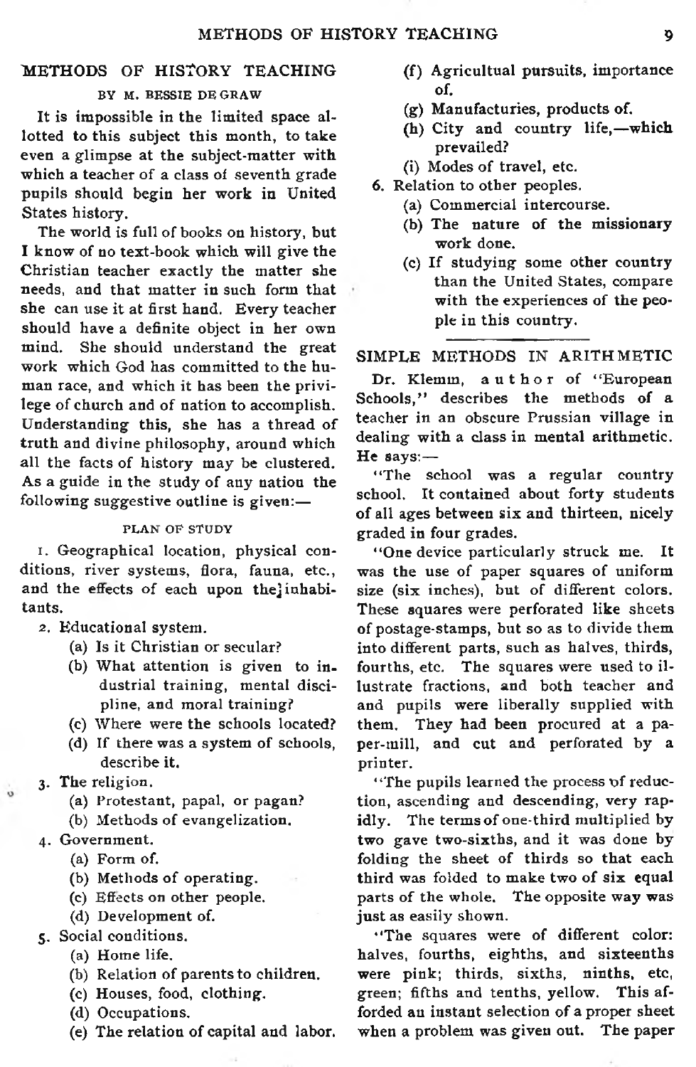## METHODS OF HISTORY TEACHING

BY M. BESSIE DE GRAW

It is impossible in the limited space allotted to this subject this month, to take even a glimpse at the subject-matter with which a teacher of a class of seventh grade pupils should begin her work in United States history.

The world is full of books on history, but I know of no text-book which will give the Christian teacher exactly the matter she needs, and that matter in such form that she can use it at first hand. Every teacher should have a definite object in her own mind. She should understand the great work which God has committed to the human race, and which it has been the privilege of church and of nation to accomplish. Understanding this, she has a thread of truth and divine philosophy, around which all the facts of history may be clustered. As a guide in the study of any nation the following suggestive outline is given:—

### PLAN OF STUDY

1. Geographical location, physical conditions, river systems, flora, fauna, etc., and the effects of each upon the inhabitants.
2. Educational system.
   - (a) Is it Christian or secular?
   - (b) What attention is given to industrial training, mental discipline, and moral training?
   - (c) Where were the schools located?
   - (d) If there was a system of schools, describe it.
3. The religion.
   - (a) Protestant, papal, or pagan?
   - (b) Methods of evangelization.
4. Government.
   - (a) Form of.
   - (b) Methods of operating.
   - (c) Effects on other people.
   - (d) Development of.
5. Social conditions.
   - (a) Home life.
   - (b) Relation of parents to children.
   - (c) Houses, food, clothing.
   - (d) Occupations.
   - (e) The relation of capital and labor.
   - (f) Agricultual pursuits, importance of.
   - (g) Manufacturies, products of.
   - (h) City and country life,—which prevailed?
   - (i) Modes of travel, etc.
6. Relation to other peoples.
   - (a) Commercial intercourse.
   - (b) The nature of the missionary work done.
   - (c) If studying some other country than the United States, compare with the experiences of the people in this country.

---

## SIMPLE METHODS IN ARITHMETIC

Dr. Klemm, author of "European Schools," describes the methods of a teacher in an obscure Prussian village in dealing with a class in mental arithmetic. He says:—

"The school was a regular country school. It contained about forty students of all ages between six and thirteen, nicely graded in four grades.

"One device particularly struck me. It was the use of paper squares of uniform size (six inches), but of different colors. These squares were perforated like sheets of postage-stamps, but so as to divide them into different parts, such as halves, thirds, fourths, etc. The squares were used to illustrate fractions, and both teacher and and pupils were liberally supplied with them. They had been procured at a paper-mill, and cut and perforated by a printer.

"The pupils learned the process of reduction, ascending and descending, very rapidly. The terms of one-third multiplied by two gave two-sixths, and it was done by folding the sheet of thirds so that each third was folded to make two of six equal parts of the whole. The opposite way was just as easily shown.

"The squares were of different color: halves, fourths, eighths, and sixteenths were pink; thirds, sixths, ninths, etc, green; fifths and tenths, yellow. This afforded an instant selection of a proper sheet when a problem was given out. The paper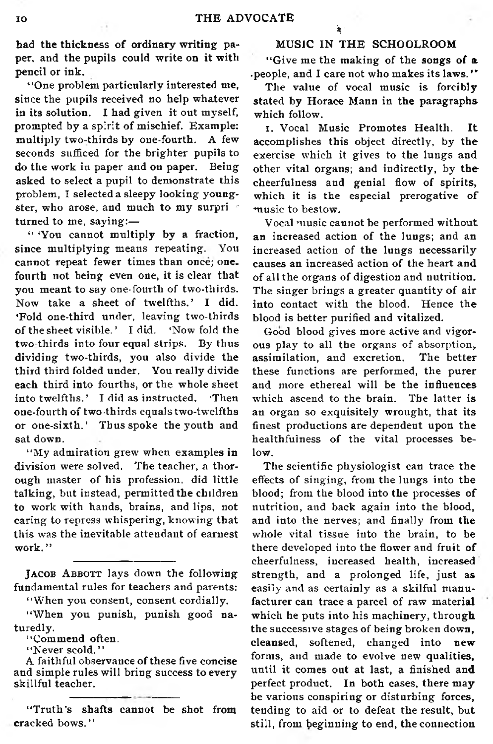had the thickness of ordinary writing paper, and the pupils could write on it with pencil or ink.

"One problem particularly interested me, since the pupils received no help whatever in its solution. I had given it out myself, prompted by a spirit of mischief. Example: multiply two-thirds by one-fourth. A few seconds sufficed for the brighter pupils to do the work in paper and on paper. Being asked to select a pupil to demonstrate this problem, I selected a sleepy looking youngster, who arose, and much to my surpri turned to me, saying:—

"'You cannot multiply by a fraction, since multiplying means repeating. You cannot repeat fewer times than once; one-fourth not being even one, it is clear that you meant to say one-fourth of two-thirds. Now take a sheet of twelfths.' I did. 'Fold one-third under, leaving two-thirds of the sheet visible.' I did. 'Now fold the two thirds into four equal strips. By thus dividing two-thirds, you also divide the third third folded under. You really divide each third into fourths, or the whole sheet into twelfths.' I did as instructed. 'Then one-fourth of two-thirds equals two-twelfths or one-sixth.' Thus spoke the youth and sat down.

"My admiration grew when examples in division were solved. The teacher, a thorough master of his profession, did little talking, but instead, permitted the children to work with hands, brains, and lips, not caring to repress whispering, knowing that this was the inevitable attendant of earnest work."

---

JACOB ABBOTT lays down the following fundamental rules for teachers and parents:

"When you consent, consent cordially.

"When you punish, punish good naturedly.

"Commend often.

"Never scold."

A faithful observance of these five concise and simple rules will bring success to every skillful teacher.

---

"Truth's shafts cannot be shot from cracked bows."

## MUSIC IN THE SCHOOLROOM

"Give me the making of the songs of a people, and I care not who makes its laws."

The value of vocal music is forcibly stated by Horace Mann in the paragraphs which follow.

1. Vocal Music Promotes Health. It accomplishes this object directly, by the exercise which it gives to the lungs and other vital organs; and indirectly, by the cheerfulness and genial flow of spirits, which it is the especial prerogative of music to bestow.

Vocal music cannot be performed without an increased action of the lungs; and an increased action of the lungs necessarily causes an increased action of the heart and of all the organs of digestion and nutrition. The singer brings a greater quantity of air into contact with the blood. Hence the blood is better purified and vitalized.

Good blood gives more active and vigorous play to all the organs of absorption, assimilation, and excretion. The better these functions are performed, the purer and more ethereal will be the influences which ascend to the brain. The latter is an organ so exquisitely wrought, that its finest productions are dependent upon the healthfulness of the vital processes below.

The scientific physiologist can trace the effects of singing, from the lungs into the blood; from the blood into the processes of nutrition, and back again into the blood, and into the nerves; and finally from the whole vital tissue into the brain, to be there developed into the flower and fruit of cheerfulness, increased health, increased strength, and a prolonged life, just as easily and as certainly as a skilful manufacturer can trace a parcel of raw material which he puts into his machinery, through the successive stages of being broken down, cleansed, softened, changed into new forms, and made to evolve new qualities, until it comes out at last, a finished and perfect product. In both cases, there may be various conspiring or disturbing forces, tending to aid or to defeat the result, but still, from beginning to end, the connection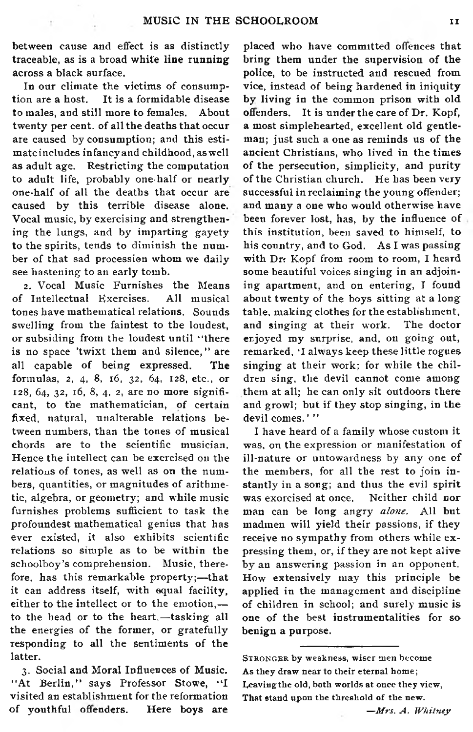between cause and effect is as distinctly traceable, as is a broad white line running across a black surface.

In our climate the victims of consumption are a host. It is a formidable disease to males, and still more to females. About twenty per cent. of all the deaths that occur are caused by consumption; and this estimate includes infancy and childhood, as well as adult age. Restricting the computation to adult life, probably one-half or nearly one-half of all the deaths that occur are caused by this terrible disease alone. Vocal music, by exercising and strengthening the lungs, and by imparting gayety to the spirits, tends to diminish the number of that sad procession whom we daily see hastening to an early tomb.

2. Vocal Music Furnishes the Means of Intellectual Exercises. All musical tones have mathematical relations. Sounds swelling from the faintest to the loudest, or subsiding from the loudest until "there is no space 'twixt them and silence," are all capable of being expressed. The formulas, 2, 4, 8, 16, 32, 64, 128, etc., or 128, 64, 32, 16, 8, 4, 2, are no more significant, to the mathematician, of certain fixed, natural, unalterable relations between numbers, than the tones of musical chords are to the scientific musician. Hence the intellect can be exercised on the relations of tones, as well as on the numbers, quantities, or magnitudes of arithmetic, algebra, or geometry; and while music furnishes problems sufficient to task the profoundest mathematical genius that has ever existed, it also exhibits scientific relations so simple as to be within the schoolboy's comprehension. Music, therefore, has this remarkable property;—that it can address itself, with equal facility, either to the intellect or to the emotion,—to the head or to the heart,—tasking all the energies of the former, or gratefully responding to all the sentiments of the latter.

3. Social and Moral Influences of Music. "At Berlin," says Professor Stowe, "I visited an establishment for the reformation of youthful offenders. Here boys are placed who have committed offences that bring them under the supervision of the police, to be instructed and rescued from vice, instead of being hardened in iniquity by living in the common prison with old offenders. It is under the care of Dr. Kopf, a most simplehearted, excellent old gentleman; just such a one as reminds us of the ancient Christians, who lived in the times of the persecution, simplicity, and purity of the Christian church. He has been very successful in reclaiming the young offender; and many a one who would otherwise have been forever lost, has, by the influence of this institution, been saved to himself, to his country, and to God. As I was passing with Dr. Kopf from room to room, I heard some beautiful voices singing in an adjoining apartment, and on entering, I found about twenty of the boys sitting at a long table, making clothes for the establishment, and singing at their work. The doctor enjoyed my surprise, and, on going out, remarked, 'I always keep these little rogues singing at their work; for while the children sing, the devil cannot come among them at all; he can only sit outdoors there and growl; but if they stop singing, in the devil comes.'"

I have heard of a family whose custom it was, on the expression or manifestation of ill-nature or untowardness by any one of the members, for all the rest to join instantly in a song; and thus the evil spirit was exorcised at once. Neither child nor man can be long angry *alone*. All but madmen will yield their passions, if they receive no sympathy from others while expressing them, or, if they are not kept alive by an answering passion in an opponent. How extensively may this principle be applied in the management and discipline of children in school; and surely music is one of the best instrumentalities for so benign a purpose.

---

Stronger by weakness, wiser men become
As they draw near to their eternal home;
Leaving the old, both worlds at once they view,
That stand upon the threshold of the new.

—*Mrs. A. Whitney*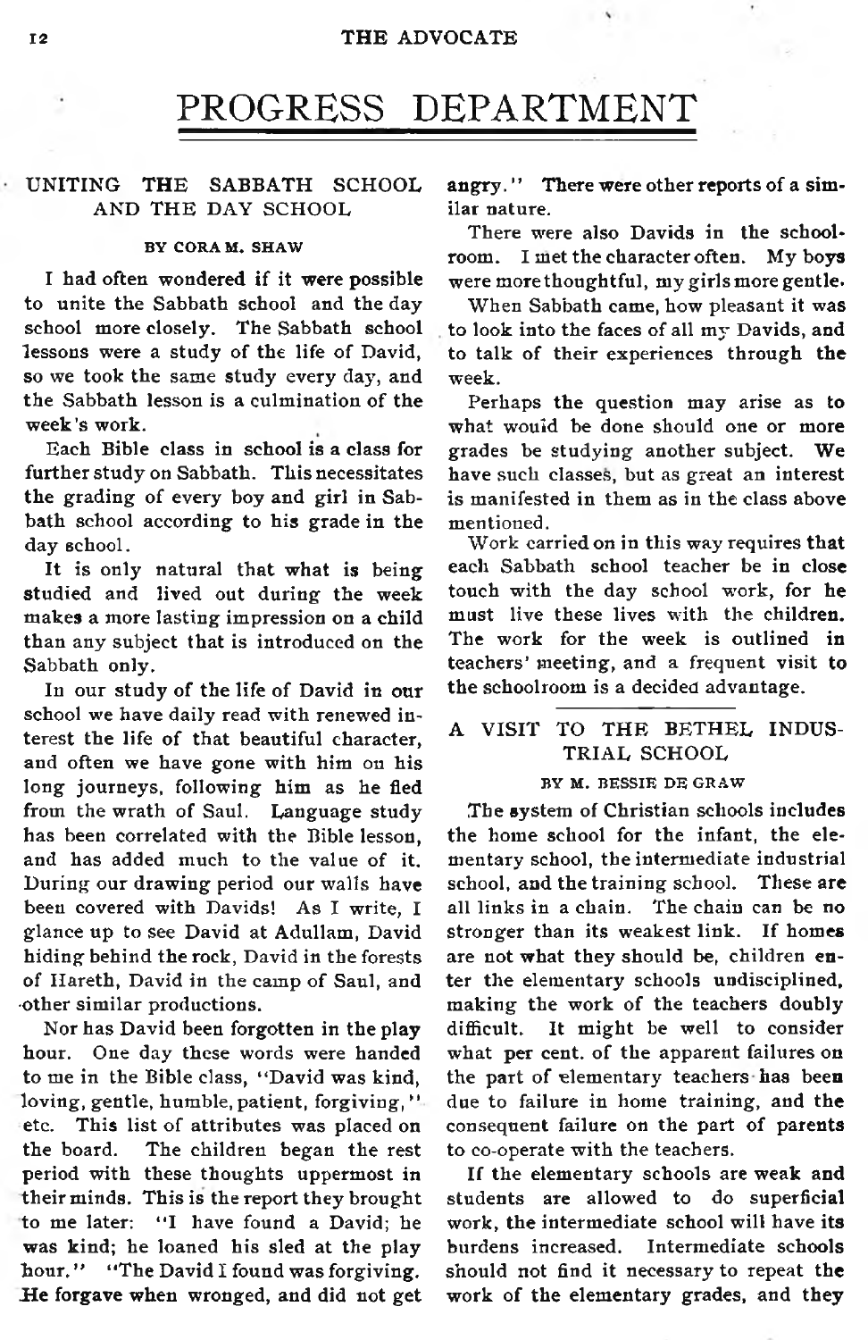# PROGRESS DEPARTMENT

## UNITING THE SABBATH SCHOOL AND THE DAY SCHOOL

BY CORA M. SHAW

I had often wondered if it were possible to unite the Sabbath school and the day school more closely. The Sabbath school lessons were a study of the life of David, so we took the same study every day, and the Sabbath lesson is a culmination of the week's work.

Each Bible class in school is a class for further study on Sabbath. This necessitates the grading of every boy and girl in Sabbath school according to his grade in the day school.

It is only natural that what is being studied and lived out during the week makes a more lasting impression on a child than any subject that is introduced on the Sabbath only.

In our study of the life of David in our school we have daily read with renewed interest the life of that beautiful character, and often we have gone with him on his long journeys, following him as he fled from the wrath of Saul. Language study has been correlated with the Bible lesson, and has added much to the value of it. During our drawing period our walls have been covered with Davids! As I write, I glance up to see David at Adullam, David hiding behind the rock, David in the forests of Hareth, David in the camp of Saul, and other similar productions.

Nor has David been forgotten in the play hour. One day these words were handed to me in the Bible class, "David was kind, loving, gentle, humble, patient, forgiving," etc. This list of attributes was placed on the board. The children began the rest period with these thoughts uppermost in their minds. This is the report they brought to me later: "I have found a David; he was kind; he loaned his sled at the play hour." "The David I found was forgiving. He forgave when wronged, and did not get angry." There were other reports of a similar nature.

There were also Davids in the schoolroom. I met the character often. My boys were more thoughtful, my girls more gentle.

When Sabbath came, how pleasant it was to look into the faces of all my Davids, and to talk of their experiences through the week.

Perhaps the question may arise as to what would be done should one or more grades be studying another subject. We have such classes, but as great an interest is manifested in them as in the class above mentioned.

Work carried on in this way requires that each Sabbath school teacher be in close touch with the day school work, for he must live these lives with the children. The work for the week is outlined in teachers' meeting, and a frequent visit to the schoolroom is a decided advantage.

## A VISIT TO THE BETHEL INDUSTRIAL SCHOOL

BY M. BESSIE DE GRAW

The system of Christian schools includes the home school for the infant, the elementary school, the intermediate industrial school, and the training school. These are all links in a chain. The chain can be no stronger than its weakest link. If homes are not what they should be, children enter the elementary schools undisciplined, making the work of the teachers doubly difficult. It might be well to consider what per cent. of the apparent failures on the part of elementary teachers has been due to failure in home training, and the consequent failure on the part of parents to co-operate with the teachers.

If the elementary schools are weak and students are allowed to do superficial work, the intermediate school will have its burdens increased. Intermediate schools should not find it necessary to repeat the work of the elementary grades, and they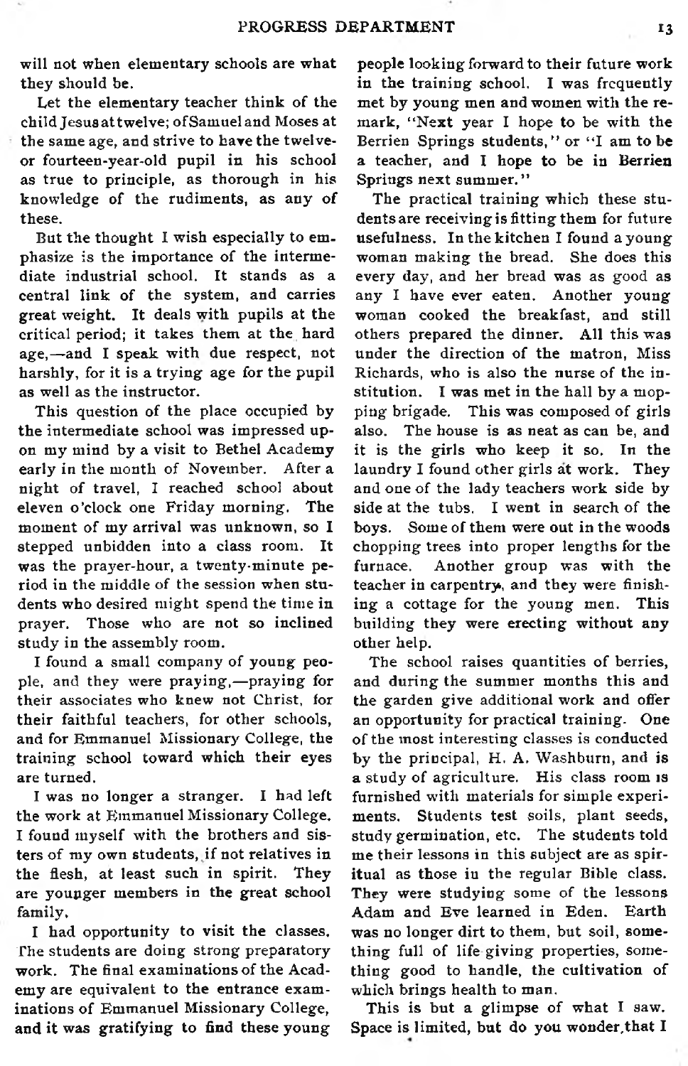will not when elementary schools are what they should be.

Let the elementary teacher think of the child Jesus at twelve; of Samuel and Moses at the same age, and strive to have the twelve- or fourteen-year-old pupil in his school as true to principle, as thorough in his knowledge of the rudiments, as any of these.

But the thought I wish especially to emphasize is the importance of the intermediate industrial school. It stands as a central link of the system, and carries great weight. It deals with pupils at the critical period; it takes them at the hard age,—and I speak with due respect, not harshly, for it is a trying age for the pupil as well as the instructor.

This question of the place occupied by the intermediate school was impressed upon my mind by a visit to Bethel Academy early in the month of November. After a night of travel, I reached school about eleven o'clock one Friday morning. The moment of my arrival was unknown, so I stepped unbidden into a class room. It was the prayer-hour, a twenty-minute period in the middle of the session when students who desired might spend the time in prayer. Those who are not so inclined study in the assembly room.

I found a small company of young people, and they were praying,—praying for their associates who knew not Christ, for their faithful teachers, for other schools, and for Emmanuel Missionary College, the training school toward which their eyes are turned.

I was no longer a stranger. I had left the work at Emmanuel Missionary College. I found myself with the brothers and sisters of my own students, if not relatives in the flesh, at least such in spirit. They are younger members in the great school family.

I had opportunity to visit the classes. The students are doing strong preparatory work. The final examinations of the Academy are equivalent to the entrance examinations of Emmanuel Missionary College, and it was gratifying to find these young people looking forward to their future work in the training school. I was frequently met by young men and women with the remark, "Next year I hope to be with the Berrien Springs students," or "I am to be a teacher, and I hope to be in Berrien Springs next summer."

The practical training which these students are receiving is fitting them for future usefulness. In the kitchen I found a young woman making the bread. She does this every day, and her bread was as good as any I have ever eaten. Another young woman cooked the breakfast, and still others prepared the dinner. All this was under the direction of the matron, Miss Richards, who is also the nurse of the institution. I was met in the hall by a mopping brigade. This was composed of girls also. The house is as neat as can be, and it is the girls who keep it so. In the laundry I found other girls at work. They and one of the lady teachers work side by side at the tubs. I went in search of the boys. Some of them were out in the woods chopping trees into proper lengths for the furnace. Another group was with the teacher in carpentry, and they were finishing a cottage for the young men. This building they were erecting without any other help.

The school raises quantities of berries, and during the summer months this and the garden give additional work and offer an opportunity for practical training. One of the most interesting classes is conducted by the principal, H. A. Washburn, and is a study of agriculture. His class room is furnished with materials for simple experiments. Students test soils, plant seeds, study germination, etc. The students told me their lessons in this subject are as spiritual as those in the regular Bible class. They were studying some of the lessons Adam and Eve learned in Eden. Earth was no longer dirt to them, but soil, something full of life-giving properties, something good to handle, the cultivation of which brings health to man.

This is but a glimpse of what I saw. Space is limited, but do you wonder that I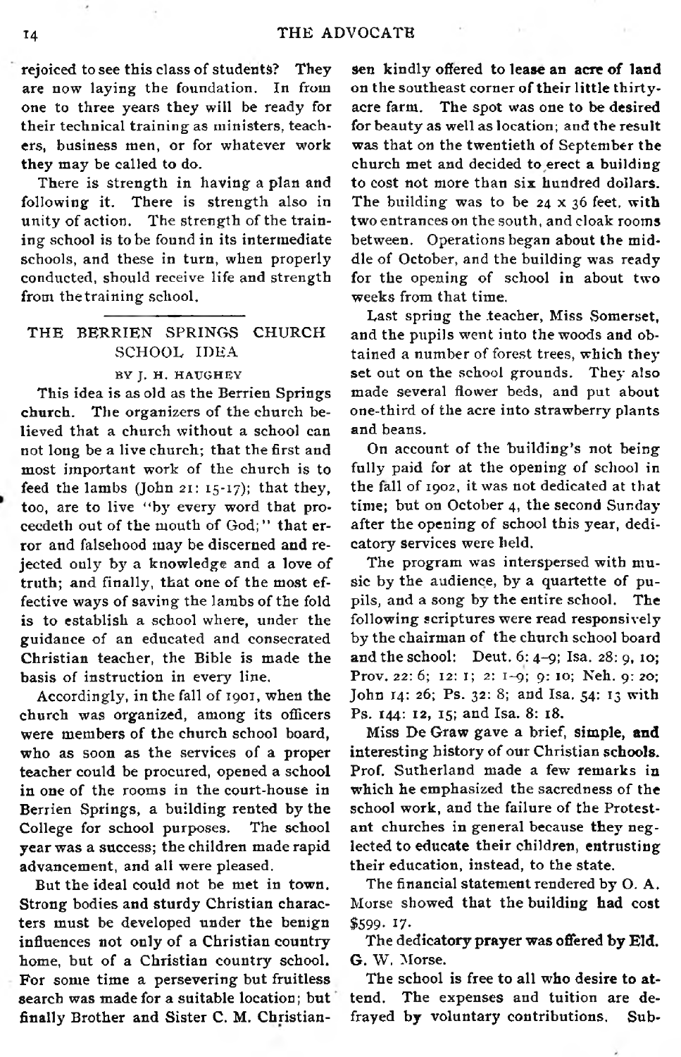rejoiced to see this class of students? They are now laying the foundation. In from one to three years they will be ready for their technical training as ministers, teachers, business men, or for whatever work they may be called to do.

There is strength in having a plan and following it. There is strength also in unity of action. The strength of the training school is to be found in its intermediate schools, and these in turn, when properly conducted, should receive life and strength from the training school.

## THE BERRIEN SPRINGS CHURCH SCHOOL IDEA

BY J. H. HAUGHEY

This idea is as old as the Berrien Springs church. The organizers of the church believed that a church without a school can not long be a live church; that the first and most important work of the church is to feed the lambs (John 21: 15-17); that they, too, are to live "by every word that proceedeth out of the mouth of God;" that error and falsehood may be discerned and rejected only by a knowledge and a love of truth; and finally, that one of the most effective ways of saving the lambs of the fold is to establish a school where, under the guidance of an educated and consecrated Christian teacher, the Bible is made the basis of instruction in every line.

Accordingly, in the fall of 1901, when the church was organized, among its officers were members of the church school board, who as soon as the services of a proper teacher could be procured, opened a school in one of the rooms in the court-house in Berrien Springs, a building rented by the College for school purposes. The school year was a success; the children made rapid advancement, and all were pleased.

But the ideal could not be met in town. Strong bodies and sturdy Christian characters must be developed under the benign influences not only of a Christian country home, but of a Christian country school. For some time a persevering but fruitless search was made for a suitable location; but finally Brother and Sister C. M. Christiansen kindly offered to lease an acre of land on the southeast corner of their little thirty-acre farm. The spot was one to be desired for beauty as well as location; and the result was that on the twentieth of September the church met and decided to erect a building to cost not more than six hundred dollars. The building was to be 24 x 36 feet, with two entrances on the south, and cloak rooms between. Operations began about the middle of October, and the building was ready for the opening of school in about two weeks from that time.

Last spring the teacher, Miss Somerset, and the pupils went into the woods and obtained a number of forest trees, which they set out on the school grounds. They also made several flower beds, and put about one-third of the acre into strawberry plants and beans.

On account of the building's not being fully paid for at the opening of school in the fall of 1902, it was not dedicated at that time; but on October 4, the second Sunday after the opening of school this year, dedicatory services were held.

The program was interspersed with music by the audience, by a quartette of pupils, and a song by the entire school. The following scriptures were read responsively by the chairman of the church school board and the school: Deut. 6: 4-9; Isa. 28: 9, 10; Prov. 22: 6; 12: 1; 2: 1-9; 9: 10; Neh. 9: 20; John 14: 26; Ps. 32: 8; and Isa. 54: 13 with Ps. 144: 12, 15; and Isa. 8: 18.

Miss De Graw gave a brief, simple, and interesting history of our Christian schools. Prof. Sutherland made a few remarks in which he emphasized the sacredness of the school work, and the failure of the Protestant churches in general because they neglected to educate their children, entrusting their education, instead, to the state.

The financial statement rendered by O. A. Morse showed that the building had cost $599. 17.

The dedicatory prayer was offered by Eld. G. W. Morse.

The school is free to all who desire to attend. The expenses and tuition are defrayed by voluntary contributions. Sub-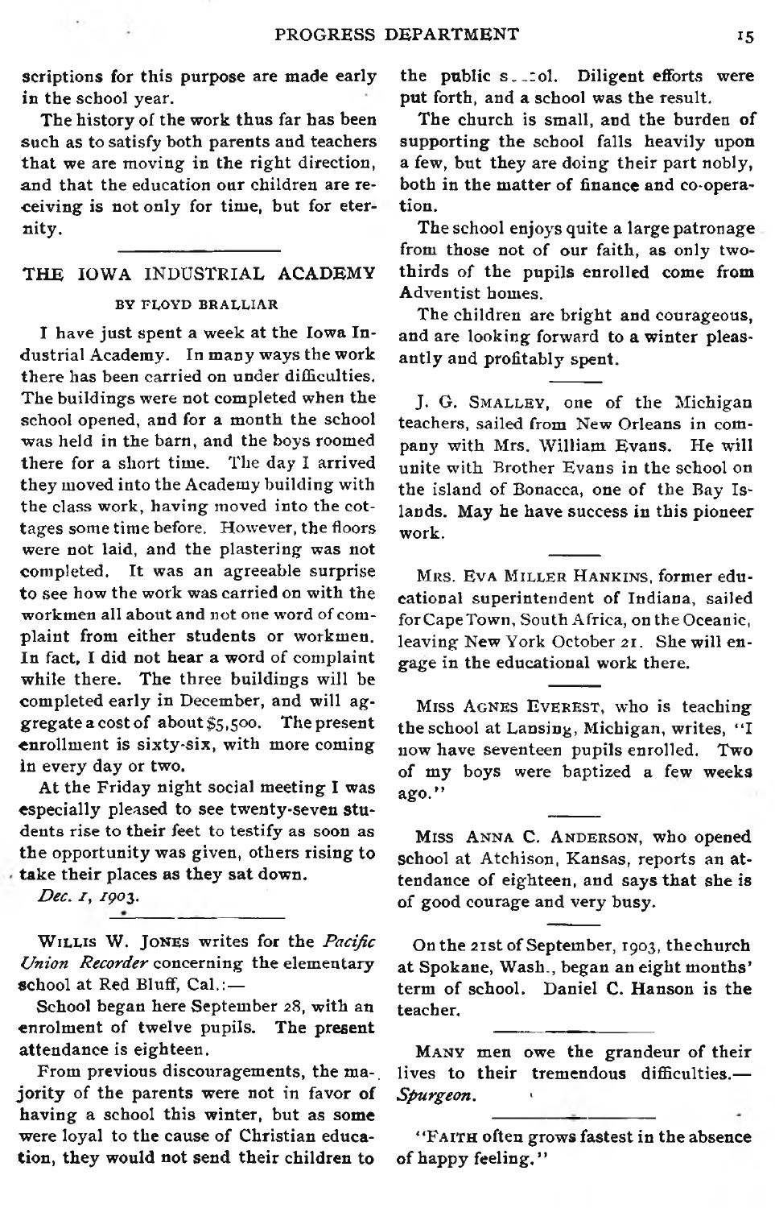scriptions for this purpose are made early in the school year.

The history of the work thus far has been such as to satisfy both parents and teachers that we are moving in the right direction, and that the education our children are receiving is not only for time, but for eternity.

## THE IOWA INDUSTRIAL ACADEMY

### BY FLOYD BRALLIAR

I have just spent a week at the Iowa Industrial Academy. In many ways the work there has been carried on under difficulties. The buildings were not completed when the school opened, and for a month the school was held in the barn, and the boys roomed there for a short time. The day I arrived they moved into the Academy building with the class work, having moved into the cottages some time before. However, the floors were not laid, and the plastering was not completed. It was an agreeable surprise to see how the work was carried on with the workmen all about and not one word of complaint from either students or workmen. In fact, I did not hear a word of complaint while there. The three buildings will be completed early in December, and will aggregate a cost of about $5,500. The present enrollment is sixty-six, with more coming in every day or two.

At the Friday night social meeting I was especially pleased to see twenty-seven students rise to their feet to testify as soon as the opportunity was given, others rising to take their places as they sat down.

*Dec. 1, 1903.*

---

WILLIS W. JONES writes for the *Pacific Union Recorder* concerning the elementary school at Red Bluff, Cal.:—

School began here September 28, with an enrolment of twelve pupils. The present attendance is eighteen.

From previous discouragements, the majority of the parents were not in favor of having a school this winter, but as some were loyal to the cause of Christian education, they would not send their children to the public school. Diligent efforts were put forth, and a school was the result.

The church is small, and the burden of supporting the school falls heavily upon a few, but they are doing their part nobly, both in the matter of finance and co-operation.

The school enjoys quite a large patronage from those not of our faith, as only two-thirds of the pupils enrolled come from Adventist homes.

The children are bright and courageous, and are looking forward to a winter pleasantly and profitably spent.

---

J. G. SMALLEY, one of the Michigan teachers, sailed from New Orleans in company with Mrs. William Evans. He will unite with Brother Evans in the school on the island of Bonacca, one of the Bay Islands. May he have success in this pioneer work.

---

MRS. EVA MILLER HANKINS, former educational superintendent of Indiana, sailed for Cape Town, South Africa, on the Oceanic, leaving New York October 21. She will engage in the educational work there.

---

MISS AGNES EVEREST, who is teaching the school at Lansing, Michigan, writes, "I now have seventeen pupils enrolled. Two of my boys were baptized a few weeks ago."

---

MISS ANNA C. ANDERSON, who opened school at Atchison, Kansas, reports an attendance of eighteen, and says that she is of good courage and very busy.

---

On the 21st of September, 1903, the church at Spokane, Wash., began an eight months' term of school. Daniel C. Hanson is the teacher.

---

MANY men owe the grandeur of their lives to their tremendous difficulties.—*Spurgeon.*

---

"FAITH often grows fastest in the absence of happy feeling."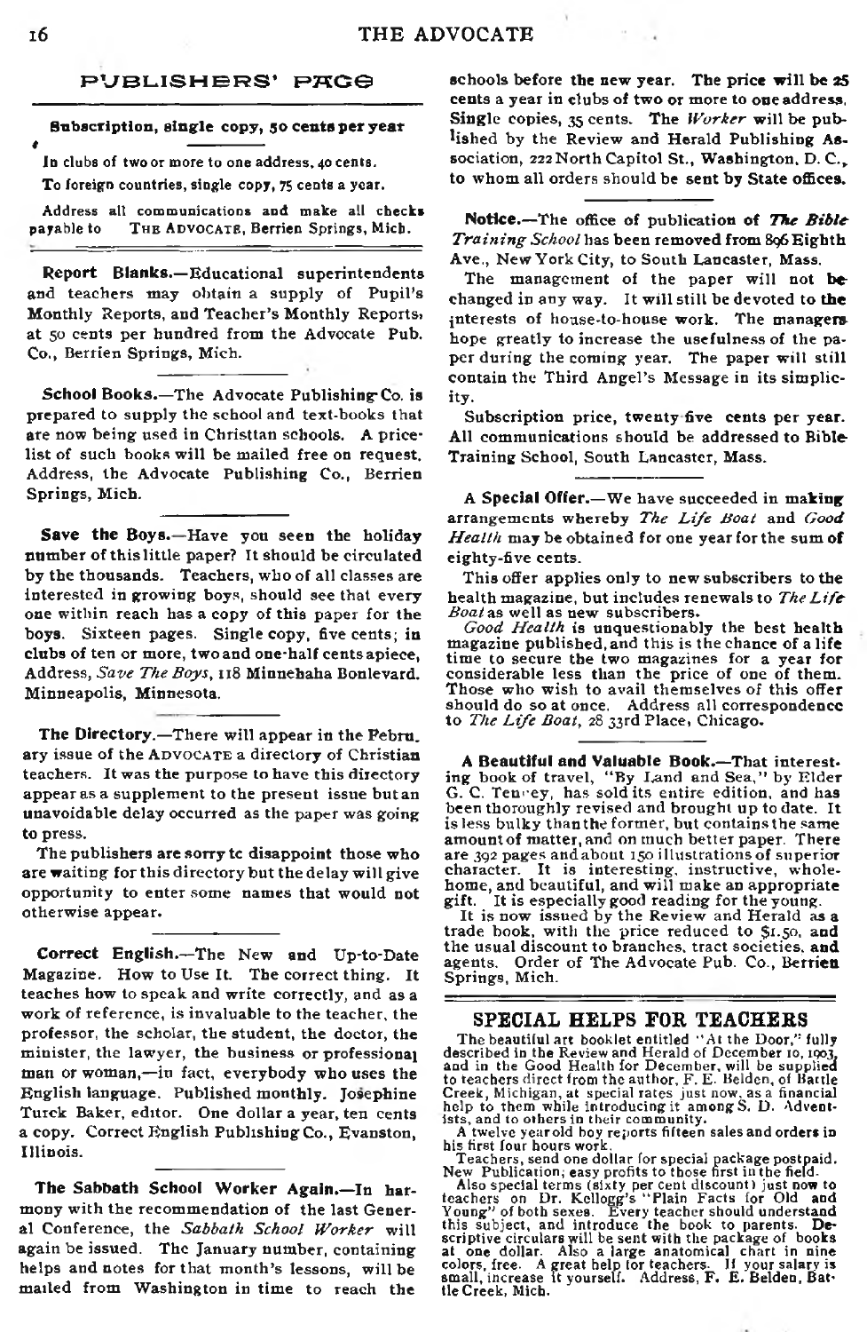## PUBLISHERS' PAGE

**Subscription, single copy, 50 cents per year**

In clubs of two or more to one address, 40 cents.

To foreign countries, single copy, 75 cents a year.

Address all communications and make all checks payable to THE ADVOCATE, Berrien Springs, Mich.

**Report Blanks.**—Educational superintendents and teachers may obtain a supply of Pupil's Monthly Reports, and Teacher's Monthly Reports, at 50 cents per hundred from the Advocate Pub. Co., Berrien Springs, Mich.

**School Books.**—The Advocate Publishing Co. is prepared to supply the school and text-books that are now being used in Christian schools. A price-list of such books will be mailed free on request. Address, the Advocate Publishing Co., Berrien Springs, Mich.

**Save the Boys.**—Have you seen the holiday number of this little paper? It should be circulated by the thousands. Teachers, who of all classes are interested in growing boys, should see that every one within reach has a copy of this paper for the boys. Sixteen pages. Single copy, five cents; in clubs of ten or more, two and one-half cents apiece, Address, *Save The Boys*, 118 Minnehaha Boulevard. Minneapolis, Minnesota.

**The Directory.**—There will appear in the February issue of the ADVOCATE a directory of Christian teachers. It was the purpose to have this directory appear as a supplement to the present issue but an unavoidable delay occurred as the paper was going to press.

The publishers are sorry to disappoint those who are waiting for this directory but the delay will give opportunity to enter some names that would not otherwise appear.

**Correct English.**—The New and Up-to-Date Magazine. How to Use It. The correct thing. It teaches how to speak and write correctly, and as a work of reference, is invaluable to the teacher, the professor, the scholar, the student, the doctor, the minister, the lawyer, the business or professional man or woman,—in fact, everybody who uses the English language. Published monthly. Josephine Turck Baker, editor. One dollar a year, ten cents a copy. Correct English Publishing Co., Evanston, Illinois.

**The Sabbath School Worker Again.**—In harmony with the recommendation of the last General Conference, the *Sabbath School Worker* will again be issued. The January number, containing helps and notes for that month's lessons, will be mailed from Washington in time to reach the schools before the new year. The price will be 25 cents a year in clubs of two or more to one address. Single copies, 35 cents. The *Worker* will be published by the Review and Herald Publishing Association, 222 North Capitol St., Washington, D. C., to whom all orders should be sent by State offices.

**Notice.**—The office of publication of *The Bible Training School* has been removed from 896 Eighth Ave., New York City, to South Lancaster, Mass.

The management of the paper will not be changed in any way. It will still be devoted to the interests of house-to-house work. The managers hope greatly to increase the usefulness of the paper during the coming year. The paper will still contain the Third Angel's Message in its simplicity.

Subscription price, twenty-five cents per year. All communications should be addressed to Bible Training School, South Lancaster, Mass.

**A Special Offer.**—We have succeeded in making arrangements whereby *The Life Boat* and *Good Health* may be obtained for one year for the sum of eighty-five cents.

This offer applies only to new subscribers to the health magazine, but includes renewals to *The Life Boat* as well as new subscribers.

*Good Health* is unquestionably the best health magazine published, and this is the chance of a life time to secure the two magazines for a year for considerable less than the price of one of them. Those who wish to avail themselves of this offer should do so at once. Address all correspondence to *The Life Boat*, 28 33rd Place, Chicago.

**A Beautiful and Valuable Book.**—That interesting book of travel, "By Land and Sea," by Elder G. C. Tenney, has sold its entire edition, and has been thoroughly revised and brought up to date. It is less bulky than the former, but contains the same amount of matter, and on much better paper. There are 392 pages and about 150 illustrations of superior character. It is interesting, instructive, wholehome, and beautiful, and will make an appropriate gift. It is especially good reading for the young.

It is now issued by the Review and Herald as a trade book, with the price reduced to $1.50, and the usual discount to branches, tract societies, and agents. Order of The Advocate Pub. Co., Berrien Springs, Mich.

## SPECIAL HELPS FOR TEACHERS

The beautiful art booklet entitled "At the Door," fully described in the Review and Herald of December 10, 1903, and in the Good Health for December, will be supplied to teachers direct from the author, F. E. Belden, of Battle Creek, Michigan, at special rates just now, as a financial help to them while introducing it among S. D. Adventists, and to others in their community.

A twelve year old boy reports fifteen sales and orders in his first four hours work.

Teachers, send one dollar for special package postpaid. New Publication; easy profits to those first in the field.

Also special terms (sixty per cent discount) just now to teachers on Dr. Kellogg's "Plain Facts for Old and Young" of both sexes. Every teacher should understand this subject, and introduce the book to parents. Descriptive circulars will be sent with the package of books at one dollar. Also a large anatomical chart in nine colors, free. A great help for teachers. If your salary is small, increase it yourself. Address, F. E. Belden, Battle Creek, Mich.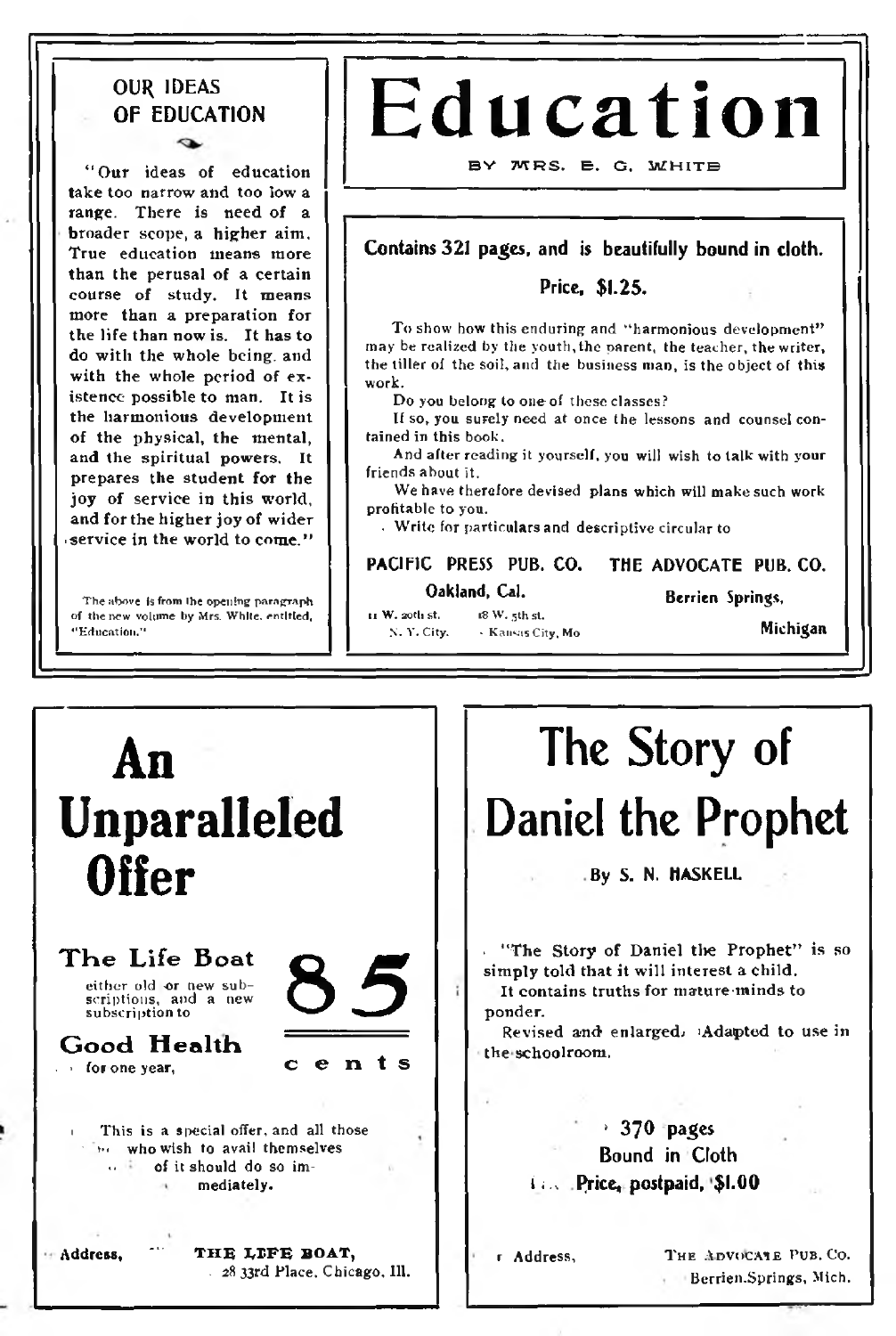## OUR IDEAS OF EDUCATION

"Our ideas of education take too narrow and too low a range. There is need of a broader scope, a higher aim. True education means more than the perusal of a certain course of study. It means more than a preparation for the life than now is. It has to do with the whole being, and with the whole period of existence possible to man. It is the harmonious development of the physical, the mental, and the spiritual powers. It prepares the student for the joy of service in this world, and for the higher joy of wider service in the world to come."

The above is from the opening paragraph of the new volume by Mrs. White, entitled, "Education."

# Education

BY MRS. E. G. WHITE

**Contains 321 pages, and is beautifully bound in cloth.**

**Price, $1.25.**

To show how this enduring and "harmonious development" may be realized by the youth, the parent, the teacher, the writer, the tiller of the soil, and the business man, is the object of this work.

Do you belong to one of these classes?

If so, you surely need at once the lessons and counsel contained in this book.

And after reading it yourself, you will wish to talk with your friends about it.

We have therefore devised plans which will make such work profitable to you.

Write for particulars and descriptive circular to

**PACIFIC PRESS PUB. CO.**
**Oakland, Cal.**
11 W. 20th st. N. Y. City. 18 W. 5th st. Kansas City, Mo

**THE ADVOCATE PUB. CO.**
**Berrien Springs, Michigan**

# An Unparaleled Offer

**The Life Boat** either old or new subscriptions, and a new subscription to **Good Health** for one year,

**85 cents**

This is a special offer, and all those who wish to avail themselves of it should do so immediately.

Address, **THE LIFE BOAT,** 28 33rd Place, Chicago, Ill.

# The Story of Daniel the Prophet

**By S. N. HASKELL**

"The Story of Daniel the Prophet" is so simply told that it will interest a child.

It contains truths for mature minds to ponder.

Revised and enlarged. Adapted to use in the schoolroom.

**370 pages**
**Bound in Cloth**
**Price, postpaid, $1.00**

Address, THE ADVOCATE PUB. CO. Berrien Springs, Mich.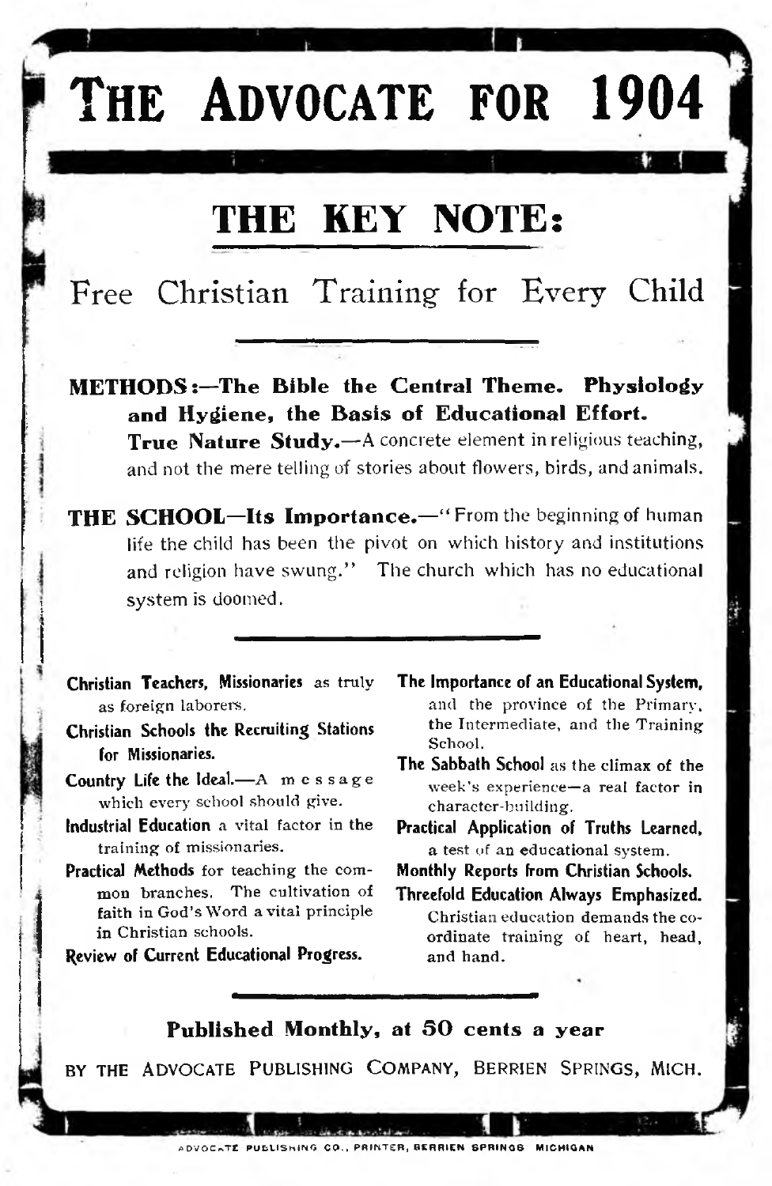# THE ADVOCATE FOR 1904

## THE KEY NOTE:

### Free Christian Training for Every Child

**METHODS:—The Bible the Central Theme. Physiology and Hygiene, the Basis of Educational Effort.**

**True Nature Study.**—A concrete element in religious teaching, and not the mere telling of stories about flowers, birds, and animals.

**THE SCHOOL—Its Importance.**—"From the beginning of human life the child has been the pivot on which history and institutions and religion have swung." The church which has no educational system is doomed.

**Christian Teachers, Missionaries** as truly as foreign laborers.

**Christian Schools the Recruiting Stations for Missionaries.**

**Country Life the Ideal.**—A message which every school should give.

**Industrial Education** a vital factor in the training of missionaries.

**Practical Methods** for teaching the common branches. The cultivation of faith in God's Word a vital principle in Christian schools.

**Review of Current Educational Progress.**

**The Importance of an Educational System,** and the province of the Primary, the Intermediate, and the Training School.

**The Sabbath School** as the climax of the week's experience—a real factor in character-building.

**Practical Application of Truths Learned,** a test of an educational system.

**Monthly Reports from Christian Schools.**

**Threefold Education Always Emphasized.** Christian education demands the coordinate training of heart, head, and hand.

**Published Monthly, at 50 cents a year**

BY THE ADVOCATE PUBLISHING COMPANY, BERRIEN SPRINGS, MICH.

ADVOCATE PUBLISHING CO., PRINTER, BERRIEN SPRINGS MICHIGAN